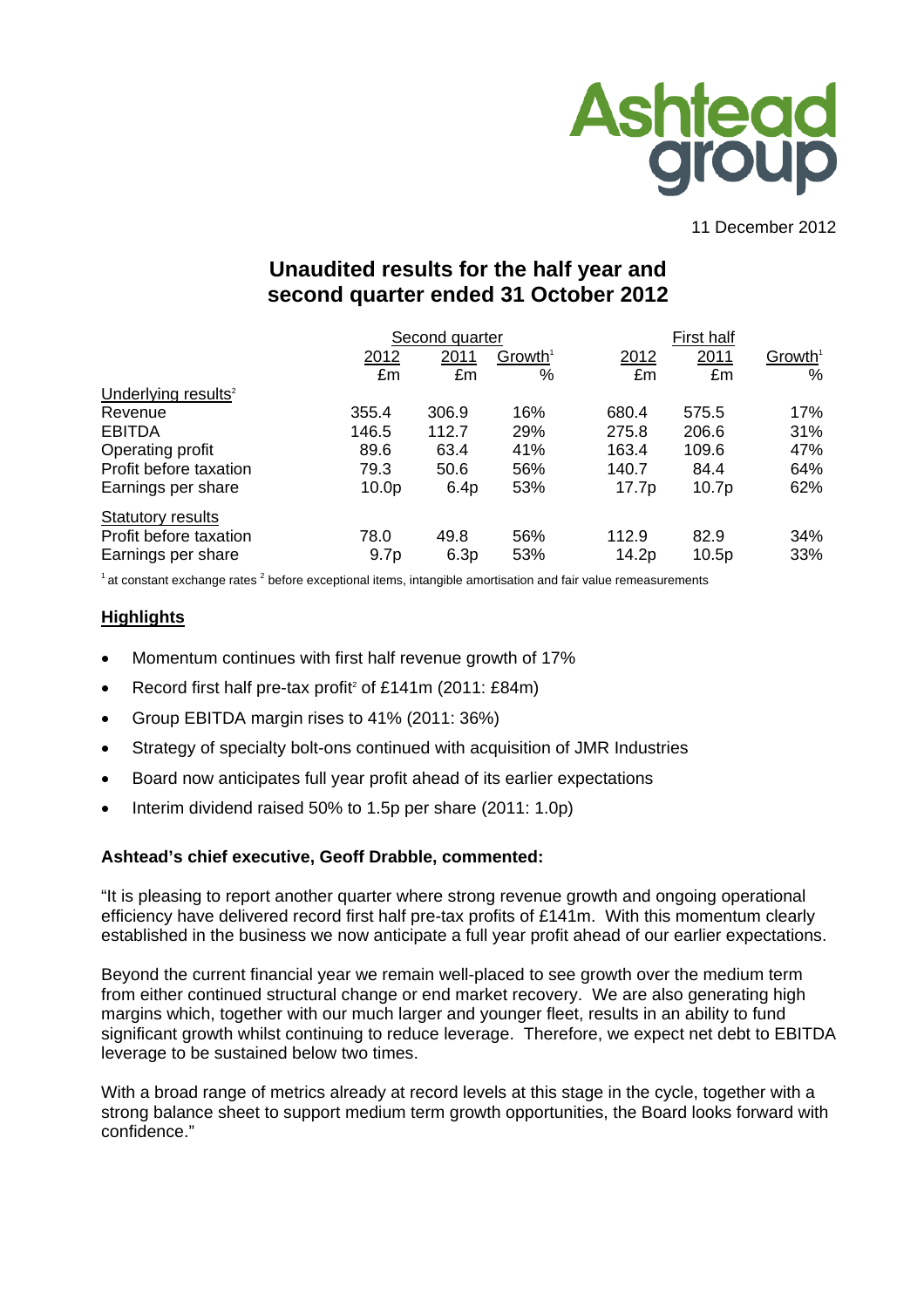Ashtead group

11 December 2012

# Unaudited results for the half year and second quarter ended 31 October 2012

| | Second quarter | | | First half | | |
|---|---|---|---|---|---|---|
| | 2012 | 2011 | Growth[1] | 2012 | 2011 | Growth[1] |
| | £m | £m | % | £m | £m | % |
| Underlying results[2] | | | | | | |
| Revenue | 355.4 | 306.9 | 16% | 680.4 | 575.5 | 17% |
| EBITDA | 146.5 | 112.7 | 29% | 275.8 | 206.6 | 31% |
| Operating profit | 89.6 | 63.4 | 41% | 163.4 | 109.6 | 47% |
| Profit before taxation | 79.3 | 50.6 | 56% | 140.7 | 84.4 | 64% |
| Earnings per share | 10.0p | 6.4p | 53% | 17.7p | 10.7p | 62% |
| Statutory results | | | | | | |
| Profit before taxation | 78.0 | 49.8 | 56% | 112.9 | 82.9 | 34% |
| Earnings per share | 9.7p | 6.3p | 53% | 14.2p | 10.5p | 33% |

[1] at constant exchange rates [2] before exceptional items, intangible amortisation and fair value remeasurements

## Highlights

- Momentum continues with first half revenue growth of 17%
- Record first half pre-tax profit[2] of £141m (2011: £84m)
- Group EBITDA margin rises to 41% (2011: 36%)
- Strategy of specialty bolt-ons continued with acquisition of JMR Industries
- Board now anticipates full year profit ahead of its earlier expectations
- Interim dividend raised 50% to 1.5p per share (2011: 1.0p)

**Ashtead's chief executive, Geoff Drabble, commented:**

"It is pleasing to report another quarter where strong revenue growth and ongoing operational efficiency have delivered record first half pre-tax profits of £141m. With this momentum clearly established in the business we now anticipate a full year profit ahead of our earlier expectations.

Beyond the current financial year we remain well-placed to see growth over the medium term from either continued structural change or end market recovery. We are also generating high margins which, together with our much larger and younger fleet, results in an ability to fund significant growth whilst continuing to reduce leverage. Therefore, we expect net debt to EBITDA leverage to be sustained below two times.

With a broad range of metrics already at record levels at this stage in the cycle, together with a strong balance sheet to support medium term growth opportunities, the Board looks forward with confidence."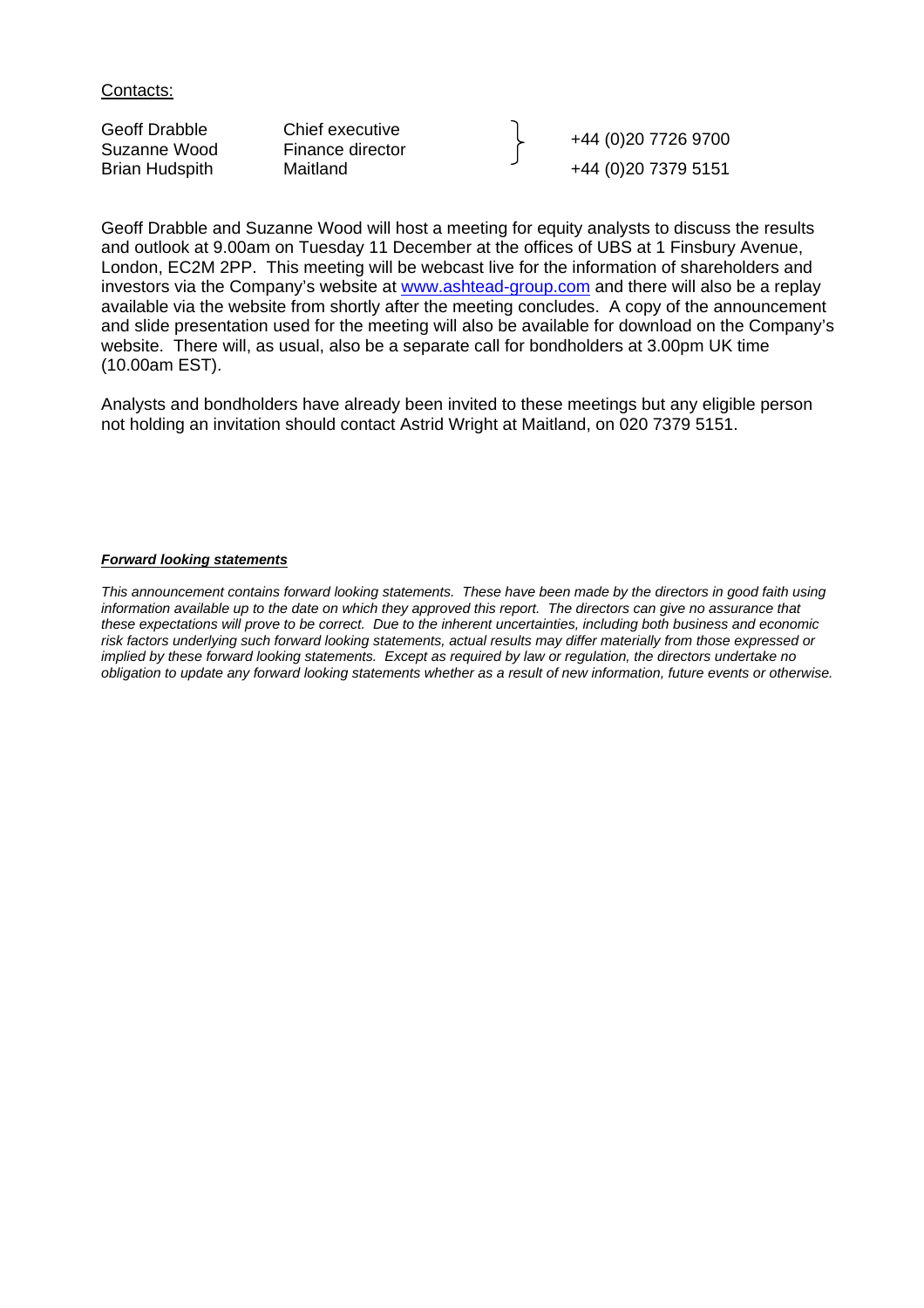Contacts:

| | | |
|---|---|---|
| Geoff Drabble | Chief executive | +44 (0)20 7726 9700 |
| Suzanne Wood | Finance director | |
| Brian Hudspith | Maitland | +44 (0)20 7379 5151 |

Geoff Drabble and Suzanne Wood will host a meeting for equity analysts to discuss the results and outlook at 9.00am on Tuesday 11 December at the offices of UBS at 1 Finsbury Avenue, London, EC2M 2PP. This meeting will be webcast live for the information of shareholders and investors via the Company's website at www.ashtead-group.com and there will also be a replay available via the website from shortly after the meeting concludes. A copy of the announcement and slide presentation used for the meeting will also be available for download on the Company's website. There will, as usual, also be a separate call for bondholders at 3.00pm UK time (10.00am EST).

Analysts and bondholders have already been invited to these meetings but any eligible person not holding an invitation should contact Astrid Wright at Maitland, on 020 7379 5151.

***Forward looking statements***

*This announcement contains forward looking statements. These have been made by the directors in good faith using information available up to the date on which they approved this report. The directors can give no assurance that these expectations will prove to be correct. Due to the inherent uncertainties, including both business and economic risk factors underlying such forward looking statements, actual results may differ materially from those expressed or implied by these forward looking statements. Except as required by law or regulation, the directors undertake no obligation to update any forward looking statements whether as a result of new information, future events or otherwise.*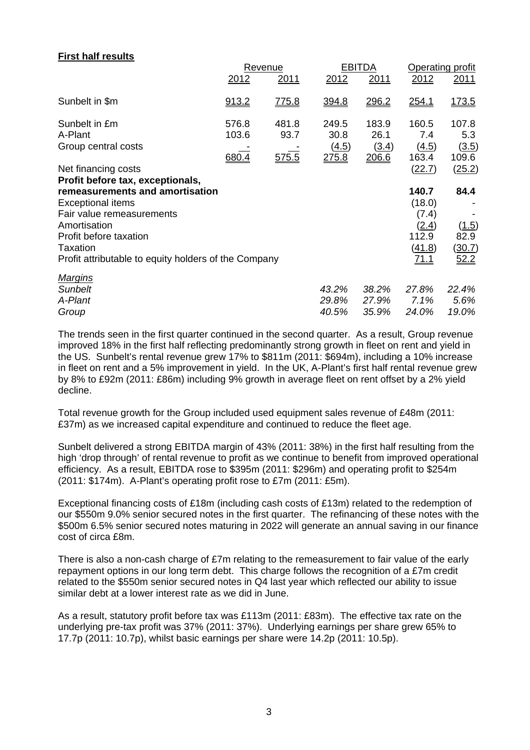**First half results**

| | Revenue | | EBITDA | | Operating profit | |
|---|---|---|---|---|---|---|
| | 2012 | 2011 | 2012 | 2011 | 2012 | 2011 |
| Sunbelt in $m | 913.2 | 775.8 | 394.8 | 296.2 | 254.1 | 173.5 |
| Sunbelt in £m | 576.8 | 481.8 | 249.5 | 183.9 | 160.5 | 107.8 |
| A-Plant | 103.6 | 93.7 | 30.8 | 26.1 | 7.4 | 5.3 |
| Group central costs | - | - | (4.5) | (3.4) | (4.5) | (3.5) |
| | 680.4 | 575.5 | 275.8 | 206.6 | 163.4 | 109.6 |
| Net financing costs | | | | | (22.7) | (25.2) |
| **Profit before tax, exceptionals, remeasurements and amortisation** | | | | | **140.7** | **84.4** |
| Exceptional items | | | | | (18.0) | - |
| Fair value remeasurements | | | | | (7.4) | - |
| Amortisation | | | | | (2.4) | (1.5) |
| Profit before taxation | | | | | 112.9 | 82.9 |
| Taxation | | | | | (41.8) | (30.7) |
| Profit attributable to equity holders of the Company | | | | | 71.1 | 52.2 |
| *Margins* | | | | | | |
| *Sunbelt* | | | *43.2%* | *38.2%* | *27.8%* | *22.4%* |
| *A-Plant* | | | *29.8%* | *27.9%* | *7.1%* | *5.6%* |
| *Group* | | | *40.5%* | *35.9%* | *24.0%* | *19.0%* |

The trends seen in the first quarter continued in the second quarter. As a result, Group revenue improved 18% in the first half reflecting predominantly strong growth in fleet on rent and yield in the US. Sunbelt's rental revenue grew 17% to $811m (2011: $694m), including a 10% increase in fleet on rent and a 5% improvement in yield. In the UK, A-Plant's first half rental revenue grew by 8% to £92m (2011: £86m) including 9% growth in average fleet on rent offset by a 2% yield decline.

Total revenue growth for the Group included used equipment sales revenue of £48m (2011: £37m) as we increased capital expenditure and continued to reduce the fleet age.

Sunbelt delivered a strong EBITDA margin of 43% (2011: 38%) in the first half resulting from the high 'drop through' of rental revenue to profit as we continue to benefit from improved operational efficiency. As a result, EBITDA rose to $395m (2011: $296m) and operating profit to $254m (2011: $174m). A-Plant's operating profit rose to £7m (2011: £5m).

Exceptional financing costs of £18m (including cash costs of £13m) related to the redemption of our $550m 9.0% senior secured notes in the first quarter. The refinancing of these notes with the $500m 6.5% senior secured notes maturing in 2022 will generate an annual saving in our finance cost of circa £8m.

There is also a non-cash charge of £7m relating to the remeasurement to fair value of the early repayment options in our long term debt. This charge follows the recognition of a £7m credit related to the $550m senior secured notes in Q4 last year which reflected our ability to issue similar debt at a lower interest rate as we did in June.

As a result, statutory profit before tax was £113m (2011: £83m). The effective tax rate on the underlying pre-tax profit was 37% (2011: 37%). Underlying earnings per share grew 65% to 17.7p (2011: 10.7p), whilst basic earnings per share were 14.2p (2011: 10.5p).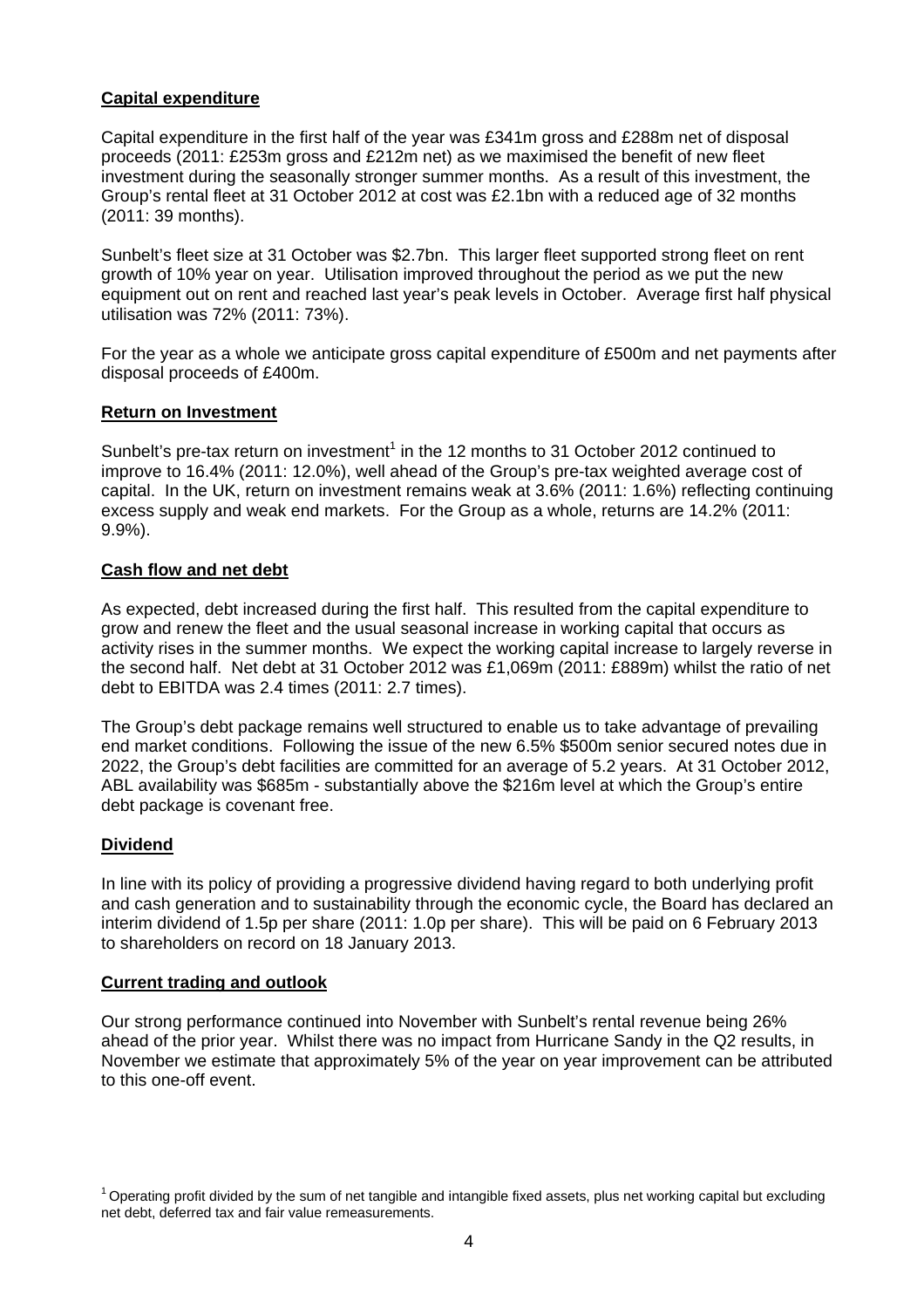## **Capital expenditure**

Capital expenditure in the first half of the year was £341m gross and £288m net of disposal proceeds (2011: £253m gross and £212m net) as we maximised the benefit of new fleet investment during the seasonally stronger summer months. As a result of this investment, the Group's rental fleet at 31 October 2012 at cost was £2.1bn with a reduced age of 32 months (2011: 39 months).

Sunbelt's fleet size at 31 October was $2.7bn. This larger fleet supported strong fleet on rent growth of 10% year on year. Utilisation improved throughout the period as we put the new equipment out on rent and reached last year's peak levels in October. Average first half physical utilisation was 72% (2011: 73%).

For the year as a whole we anticipate gross capital expenditure of £500m and net payments after disposal proceeds of £400m.

## **Return on Investment**

Sunbelt's pre-tax return on investment[1] in the 12 months to 31 October 2012 continued to improve to 16.4% (2011: 12.0%), well ahead of the Group's pre-tax weighted average cost of capital. In the UK, return on investment remains weak at 3.6% (2011: 1.6%) reflecting continuing excess supply and weak end markets. For the Group as a whole, returns are 14.2% (2011: 9.9%).

## **Cash flow and net debt**

As expected, debt increased during the first half. This resulted from the capital expenditure to grow and renew the fleet and the usual seasonal increase in working capital that occurs as activity rises in the summer months. We expect the working capital increase to largely reverse in the second half. Net debt at 31 October 2012 was £1,069m (2011: £889m) whilst the ratio of net debt to EBITDA was 2.4 times (2011: 2.7 times).

The Group's debt package remains well structured to enable us to take advantage of prevailing end market conditions. Following the issue of the new 6.5% $500m senior secured notes due in 2022, the Group's debt facilities are committed for an average of 5.2 years. At 31 October 2012, ABL availability was $685m - substantially above the $216m level at which the Group's entire debt package is covenant free.

## **Dividend**

In line with its policy of providing a progressive dividend having regard to both underlying profit and cash generation and to sustainability through the economic cycle, the Board has declared an interim dividend of 1.5p per share (2011: 1.0p per share). This will be paid on 6 February 2013 to shareholders on record on 18 January 2013.

## **Current trading and outlook**

Our strong performance continued into November with Sunbelt's rental revenue being 26% ahead of the prior year. Whilst there was no impact from Hurricane Sandy in the Q2 results, in November we estimate that approximately 5% of the year on year improvement can be attributed to this one-off event.

[1] Operating profit divided by the sum of net tangible and intangible fixed assets, plus net working capital but excluding net debt, deferred tax and fair value remeasurements.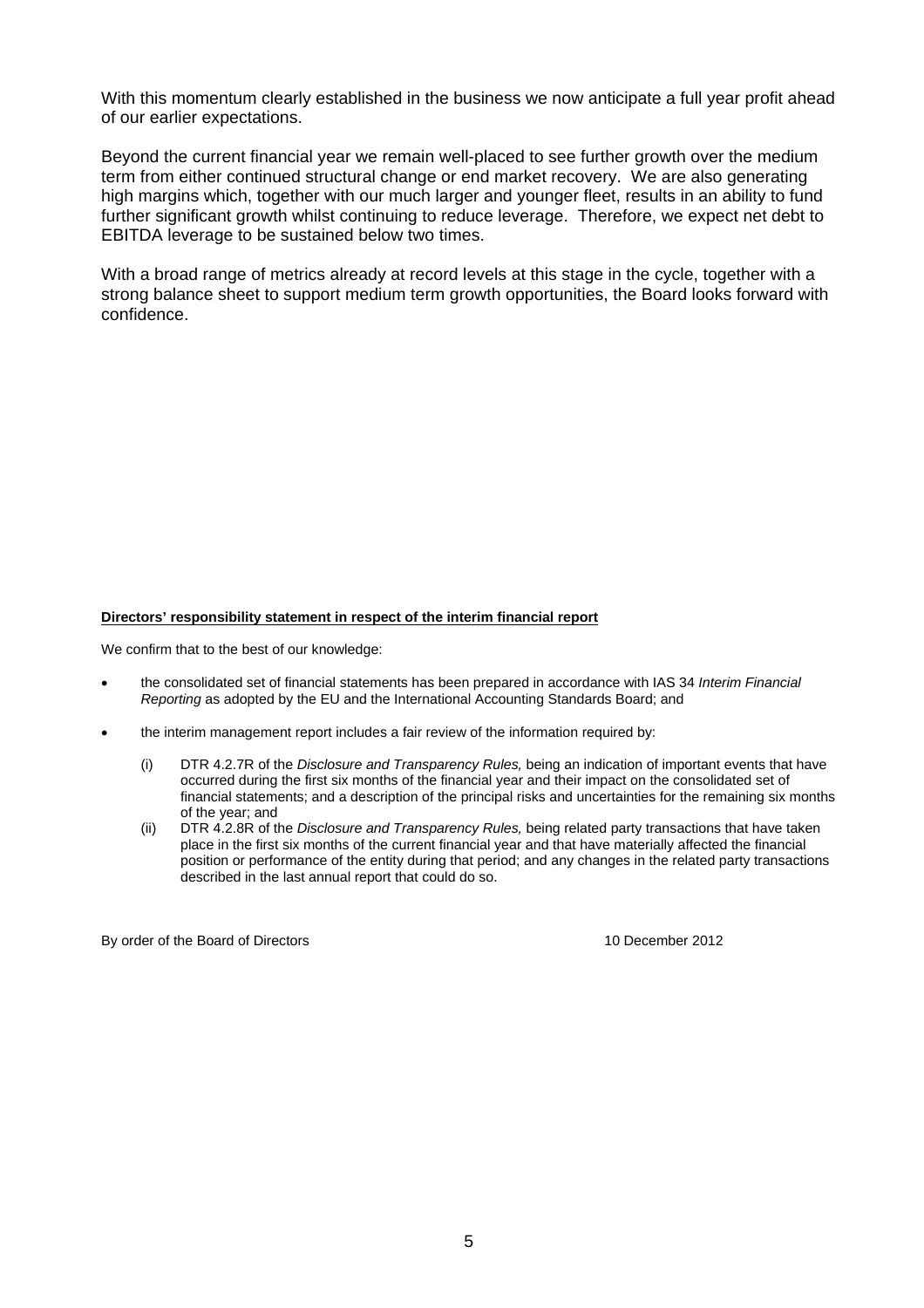With this momentum clearly established in the business we now anticipate a full year profit ahead of our earlier expectations.

Beyond the current financial year we remain well-placed to see further growth over the medium term from either continued structural change or end market recovery. We are also generating high margins which, together with our much larger and younger fleet, results in an ability to fund further significant growth whilst continuing to reduce leverage. Therefore, we expect net debt to EBITDA leverage to be sustained below two times.

With a broad range of metrics already at record levels at this stage in the cycle, together with a strong balance sheet to support medium term growth opportunities, the Board looks forward with confidence.

**Directors' responsibility statement in respect of the interim financial report**

We confirm that to the best of our knowledge:

- the consolidated set of financial statements has been prepared in accordance with IAS 34 *Interim Financial Reporting* as adopted by the EU and the International Accounting Standards Board; and
- the interim management report includes a fair review of the information required by:
  - (i) DTR 4.2.7R of the *Disclosure and Transparency Rules,* being an indication of important events that have occurred during the first six months of the financial year and their impact on the consolidated set of financial statements; and a description of the principal risks and uncertainties for the remaining six months of the year; and
  - (ii) DTR 4.2.8R of the *Disclosure and Transparency Rules,* being related party transactions that have taken place in the first six months of the current financial year and that have materially affected the financial position or performance of the entity during that period; and any changes in the related party transactions described in the last annual report that could do so.

By order of the Board of Directors

10 December 2012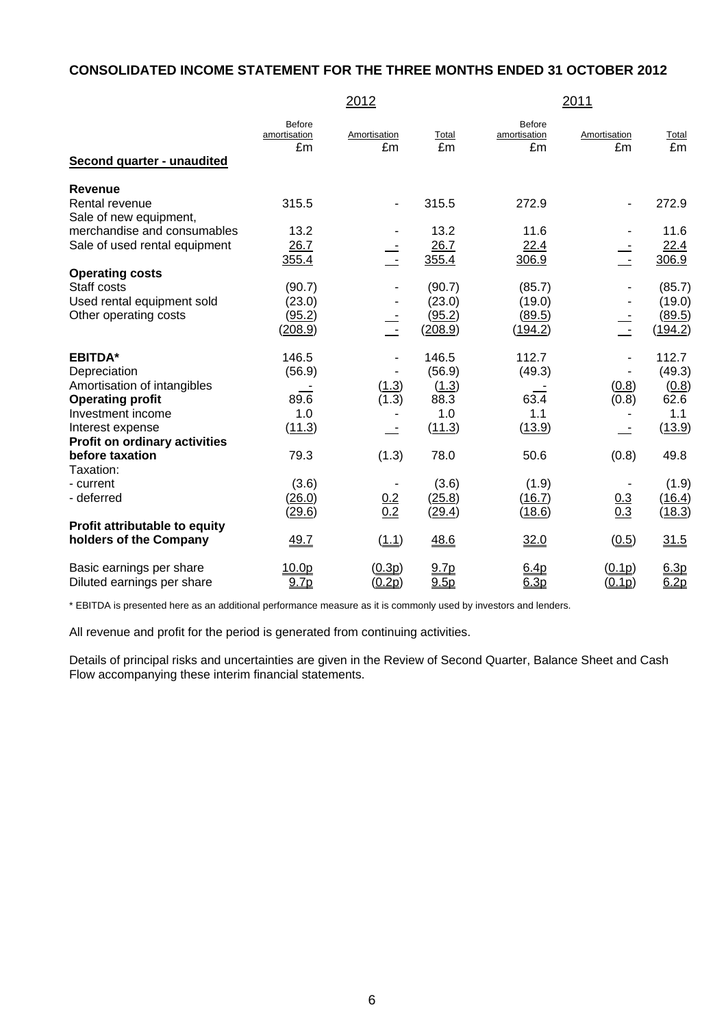## CONSOLIDATED INCOME STATEMENT FOR THE THREE MONTHS ENDED 31 OCTOBER 2012

| | 2012 | | | 2011 | | |
|---|---|---|---|---|---|---|
| | Before amortisation £m | Amortisation £m | Total £m | Before amortisation £m | Amortisation £m | Total £m |
| **Second quarter - unaudited** | | | | | | |
| **Revenue** | | | | | | |
| Rental revenue | 315.5 | - | 315.5 | 272.9 | - | 272.9 |
| Sale of new equipment, merchandise and consumables | 13.2 | - | 13.2 | 11.6 | - | 11.6 |
| Sale of used rental equipment | 26.7 | - | 26.7 | 22.4 | - | 22.4 |
| | 355.4 | - | 355.4 | 306.9 | - | 306.9 |
| **Operating costs** | | | | | | |
| Staff costs | (90.7) | - | (90.7) | (85.7) | - | (85.7) |
| Used rental equipment sold | (23.0) | - | (23.0) | (19.0) | - | (19.0) |
| Other operating costs | (95.2) | - | (95.2) | (89.5) | - | (89.5) |
| | (208.9) | - | (208.9) | (194.2) | - | (194.2) |
| | | | | | | |
| **EBITDA*** | 146.5 | - | 146.5 | 112.7 | - | 112.7 |
| Depreciation | (56.9) | - | (56.9) | (49.3) | - | (49.3) |
| Amortisation of intangibles | - | (1.3) | (1.3) | - | (0.8) | (0.8) |
| **Operating profit** | 89.6 | (1.3) | 88.3 | 63.4 | (0.8) | 62.6 |
| Investment income | 1.0 | - | 1.0 | 1.1 | - | 1.1 |
| Interest expense | (11.3) | - | (11.3) | (13.9) | - | (13.9) |
| **Profit on ordinary activities before taxation** | 79.3 | (1.3) | 78.0 | 50.6 | (0.8) | 49.8 |
| Taxation: | | | | | | |
| - current | (3.6) | - | (3.6) | (1.9) | - | (1.9) |
| - deferred | (26.0) | 0.2 | (25.8) | (16.7) | 0.3 | (16.4) |
| | (29.6) | 0.2 | (29.4) | (18.6) | 0.3 | (18.3) |
| **Profit attributable to equity holders of the Company** | 49.7 | (1.1) | 48.6 | 32.0 | (0.5) | 31.5 |
| | | | | | | |
| Basic earnings per share | 10.0p | (0.3p) | 9.7p | 6.4p | (0.1p) | 6.3p |
| Diluted earnings per share | 9.7p | (0.2p) | 9.5p | 6.3p | (0.1p) | 6.2p |

* EBITDA is presented here as an additional performance measure as it is commonly used by investors and lenders.

All revenue and profit for the period is generated from continuing activities.

Details of principal risks and uncertainties are given in the Review of Second Quarter, Balance Sheet and Cash Flow accompanying these interim financial statements.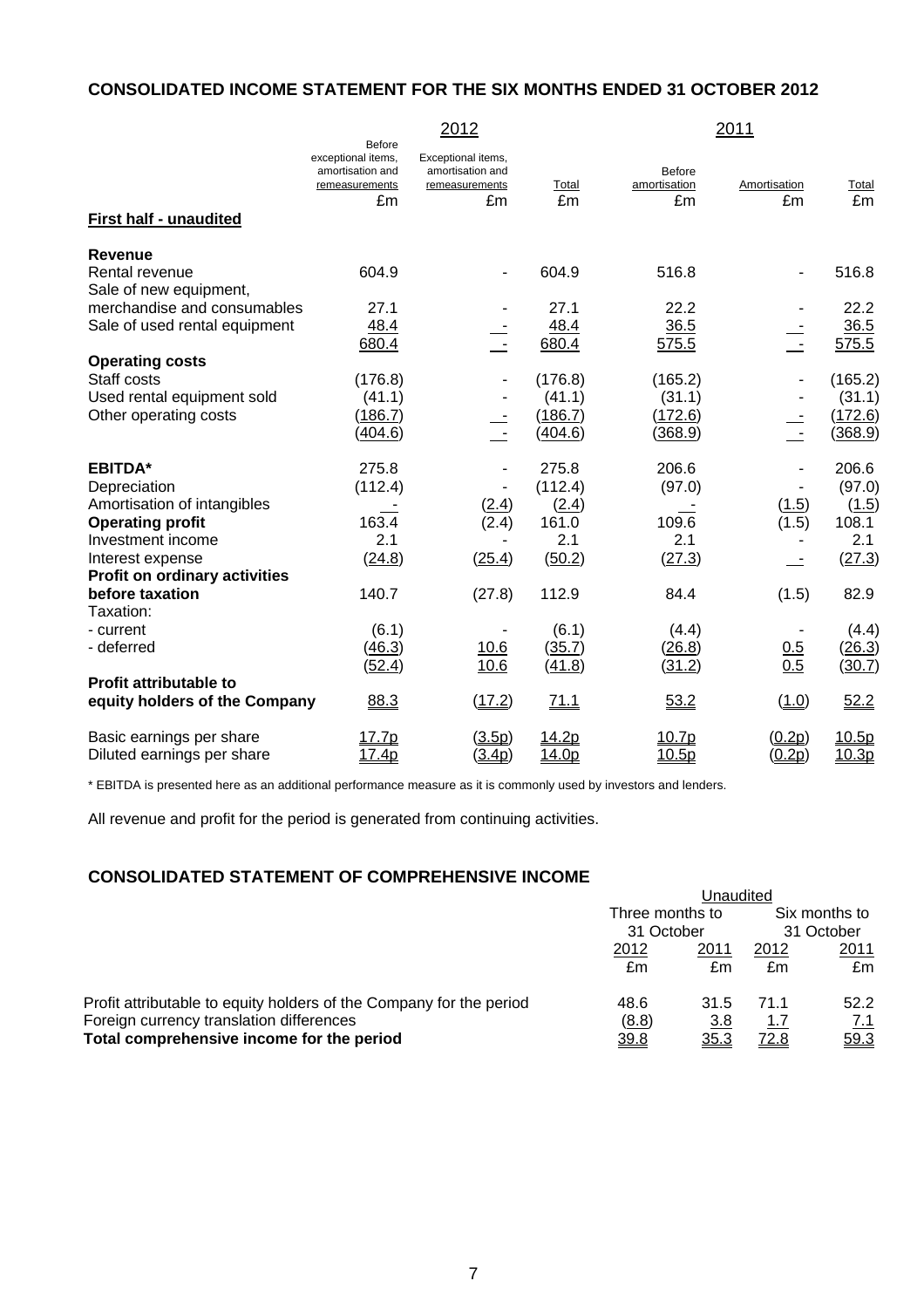## CONSOLIDATED INCOME STATEMENT FOR THE SIX MONTHS ENDED 31 OCTOBER 2012

| | 2012 | | | 2011 | | |
|---|---|---|---|---|---|---|
| | Before exceptional items, amortisation and remeasurements £m | Exceptional items, amortisation and remeasurements £m | Total £m | Before amortisation £m | Amortisation £m | Total £m |
| **First half - unaudited** | | | | | | |
| **Revenue** | | | | | | |
| Rental revenue | 604.9 | - | 604.9 | 516.8 | - | 516.8 |
| Sale of new equipment, merchandise and consumables | 27.1 | - | 27.1 | 22.2 | - | 22.2 |
| Sale of used rental equipment | 48.4 | - | 48.4 | 36.5 | - | 36.5 |
| | 680.4 | - | 680.4 | 575.5 | - | 575.5 |
| **Operating costs** | | | | | | |
| Staff costs | (176.8) | - | (176.8) | (165.2) | - | (165.2) |
| Used rental equipment sold | (41.1) | - | (41.1) | (31.1) | - | (31.1) |
| Other operating costs | (186.7) | - | (186.7) | (172.6) | - | (172.6) |
| | (404.6) | - | (404.6) | (368.9) | - | (368.9) |
| **EBITDA*** | 275.8 | - | 275.8 | 206.6 | - | 206.6 |
| Depreciation | (112.4) | - | (112.4) | (97.0) | - | (97.0) |
| Amortisation of intangibles | - | (2.4) | (2.4) | - | (1.5) | (1.5) |
| **Operating profit** | 163.4 | (2.4) | 161.0 | 109.6 | (1.5) | 108.1 |
| Investment income | 2.1 | - | 2.1 | 2.1 | - | 2.1 |
| Interest expense | (24.8) | (25.4) | (50.2) | (27.3) | - | (27.3) |
| **Profit on ordinary activities before taxation** | 140.7 | (27.8) | 112.9 | 84.4 | (1.5) | 82.9 |
| Taxation: | | | | | | |
| - current | (6.1) | - | (6.1) | (4.4) | - | (4.4) |
| - deferred | (46.3) | 10.6 | (35.7) | (26.8) | 0.5 | (26.3) |
| | (52.4) | 10.6 | (41.8) | (31.2) | 0.5 | (30.7) |
| **Profit attributable to equity holders of the Company** | 88.3 | (17.2) | 71.1 | 53.2 | (1.0) | 52.2 |
| Basic earnings per share | 17.7p | (3.5p) | 14.2p | 10.7p | (0.2p) | 10.5p |
| Diluted earnings per share | 17.4p | (3.4p) | 14.0p | 10.5p | (0.2p) | 10.3p |

\* EBITDA is presented here as an additional performance measure as it is commonly used by investors and lenders.

All revenue and profit for the period is generated from continuing activities.

## CONSOLIDATED STATEMENT OF COMPREHENSIVE INCOME

| | Unaudited | | | |
|---|---|---|---|---|
| | Three months to 31 October | | Six months to 31 October | |
| | 2012 £m | 2011 £m | 2012 £m | 2011 £m |
| Profit attributable to equity holders of the Company for the period | 48.6 | 31.5 | 71.1 | 52.2 |
| Foreign currency translation differences | (8.8) | 3.8 | 1.7 | 7.1 |
| **Total comprehensive income for the period** | 39.8 | 35.3 | 72.8 | 59.3 |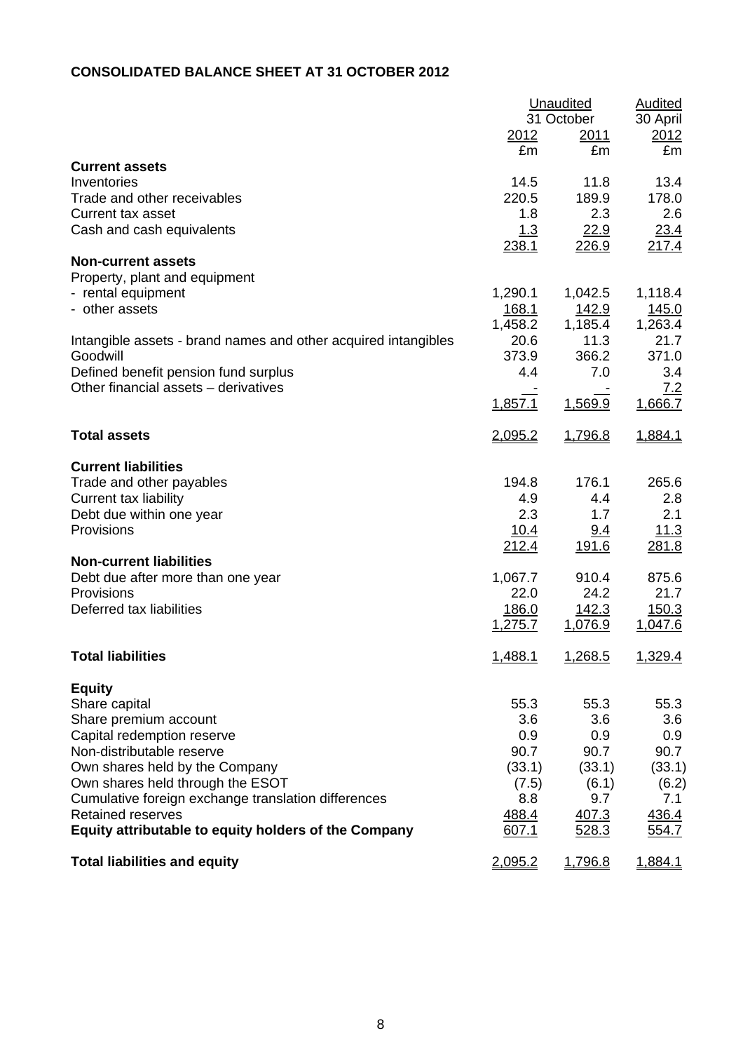**CONSOLIDATED BALANCE SHEET AT 31 OCTOBER 2012**

| | Unaudited 31 October 2012 | Unaudited 31 October 2011 | Audited 30 April 2012 |
|---|---|---|---|
| | £m | £m | £m |
| **Current assets** | | | |
| Inventories | 14.5 | 11.8 | 13.4 |
| Trade and other receivables | 220.5 | 189.9 | 178.0 |
| Current tax asset | 1.8 | 2.3 | 2.6 |
| Cash and cash equivalents | 1.3 | 22.9 | 23.4 |
| | 238.1 | 226.9 | 217.4 |
| **Non-current assets** | | | |
| Property, plant and equipment | | | |
| - rental equipment | 1,290.1 | 1,042.5 | 1,118.4 |
| - other assets | 168.1 | 142.9 | 145.0 |
| | 1,458.2 | 1,185.4 | 1,263.4 |
| Intangible assets - brand names and other acquired intangibles | 20.6 | 11.3 | 21.7 |
| Goodwill | 373.9 | 366.2 | 371.0 |
| Defined benefit pension fund surplus | 4.4 | 7.0 | 3.4 |
| Other financial assets – derivatives | - | - | 7.2 |
| | 1,857.1 | 1,569.9 | 1,666.7 |
| **Total assets** | 2,095.2 | 1,796.8 | 1,884.1 |
| **Current liabilities** | | | |
| Trade and other payables | 194.8 | 176.1 | 265.6 |
| Current tax liability | 4.9 | 4.4 | 2.8 |
| Debt due within one year | 2.3 | 1.7 | 2.1 |
| Provisions | 10.4 | 9.4 | 11.3 |
| | 212.4 | 191.6 | 281.8 |
| **Non-current liabilities** | | | |
| Debt due after more than one year | 1,067.7 | 910.4 | 875.6 |
| Provisions | 22.0 | 24.2 | 21.7 |
| Deferred tax liabilities | 186.0 | 142.3 | 150.3 |
| | 1,275.7 | 1,076.9 | 1,047.6 |
| **Total liabilities** | 1,488.1 | 1,268.5 | 1,329.4 |
| **Equity** | | | |
| Share capital | 55.3 | 55.3 | 55.3 |
| Share premium account | 3.6 | 3.6 | 3.6 |
| Capital redemption reserve | 0.9 | 0.9 | 0.9 |
| Non-distributable reserve | 90.7 | 90.7 | 90.7 |
| Own shares held by the Company | (33.1) | (33.1) | (33.1) |
| Own shares held through the ESOT | (7.5) | (6.1) | (6.2) |
| Cumulative foreign exchange translation differences | 8.8 | 9.7 | 7.1 |
| Retained reserves | 488.4 | 407.3 | 436.4 |
| **Equity attributable to equity holders of the Company** | 607.1 | 528.3 | 554.7 |
| **Total liabilities and equity** | 2,095.2 | 1,796.8 | 1,884.1 |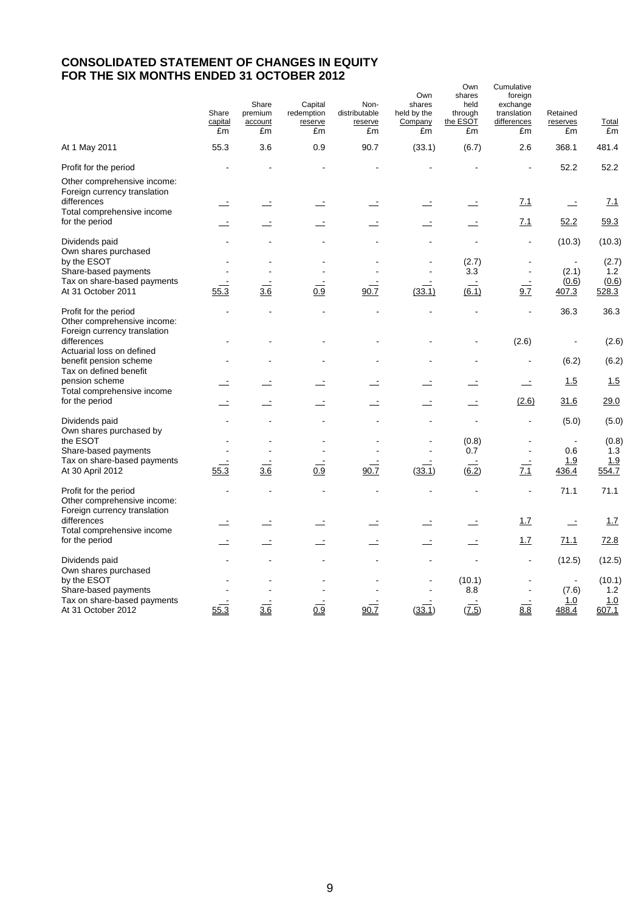# CONSOLIDATED STATEMENT OF CHANGES IN EQUITY
# FOR THE SIX MONTHS ENDED 31 OCTOBER 2012

| | Share capital £m | Share premium account £m | Capital redemption reserve £m | Non-distributable reserve £m | Own shares held by the Company £m | Own shares held through the ESOT £m | Cumulative foreign exchange translation differences £m | Retained reserves £m | Total £m |
|---|---|---|---|---|---|---|---|---|---|
| At 1 May 2011 | 55.3 | 3.6 | 0.9 | 90.7 | (33.1) | (6.7) | 2.6 | 368.1 | 481.4 |
| Profit for the period | - | - | - | - | - | - | - | 52.2 | 52.2 |
| Other comprehensive income: Foreign currency translation differences | - | - | - | - | - | - | 7.1 | - | 7.1 |
| Total comprehensive income for the period | - | - | - | - | - | - | 7.1 | 52.2 | 59.3 |
| Dividends paid | - | - | - | - | - | - | - | (10.3) | (10.3) |
| Own shares purchased by the ESOT | - | - | - | - | - | (2.7) | - | - | (2.7) |
| Share-based payments | - | - | - | - | - | 3.3 | - | (2.1) | 1.2 |
| Tax on share-based payments | - | - | - | - | - | - | - | (0.6) | (0.6) |
| At 31 October 2011 | 55.3 | 3.6 | 0.9 | 90.7 | (33.1) | (6.1) | 9.7 | 407.3 | 528.3 |
| Profit for the period | - | - | - | - | - | - | - | 36.3 | 36.3 |
| Other comprehensive income: Foreign currency translation differences | - | - | - | - | - | - | (2.6) | - | (2.6) |
| Actuarial loss on defined benefit pension scheme | - | - | - | - | - | - | - | (6.2) | (6.2) |
| Tax on defined benefit pension scheme | - | - | - | - | - | - | - | 1.5 | 1.5 |
| Total comprehensive income for the period | - | - | - | - | - | - | (2.6) | 31.6 | 29.0 |
| Dividends paid | - | - | - | - | - | - | - | (5.0) | (5.0) |
| Own shares purchased by the ESOT | - | - | - | - | - | (0.8) | - | - | (0.8) |
| Share-based payments | - | - | - | - | - | 0.7 | - | 0.6 | 1.3 |
| Tax on share-based payments | - | - | - | - | - | - | - | 1.9 | 1.9 |
| At 30 April 2012 | 55.3 | 3.6 | 0.9 | 90.7 | (33.1) | (6.2) | 7.1 | 436.4 | 554.7 |
| Profit for the period | - | - | - | - | - | - | - | 71.1 | 71.1 |
| Other comprehensive income: Foreign currency translation differences | - | - | - | - | - | - | 1.7 | - | 1.7 |
| Total comprehensive income for the period | - | - | - | - | - | - | 1.7 | 71.1 | 72.8 |
| Dividends paid | - | - | - | - | - | - | - | (12.5) | (12.5) |
| Own shares purchased by the ESOT | - | - | - | - | - | (10.1) | - | - | (10.1) |
| Share-based payments | - | - | - | - | - | 8.8 | - | (7.6) | 1.2 |
| Tax on share-based payments | - | - | - | - | - | - | - | 1.0 | 1.0 |
| At 31 October 2012 | 55.3 | 3.6 | 0.9 | 90.7 | (33.1) | (7.5) | 8.8 | 488.4 | 607.1 |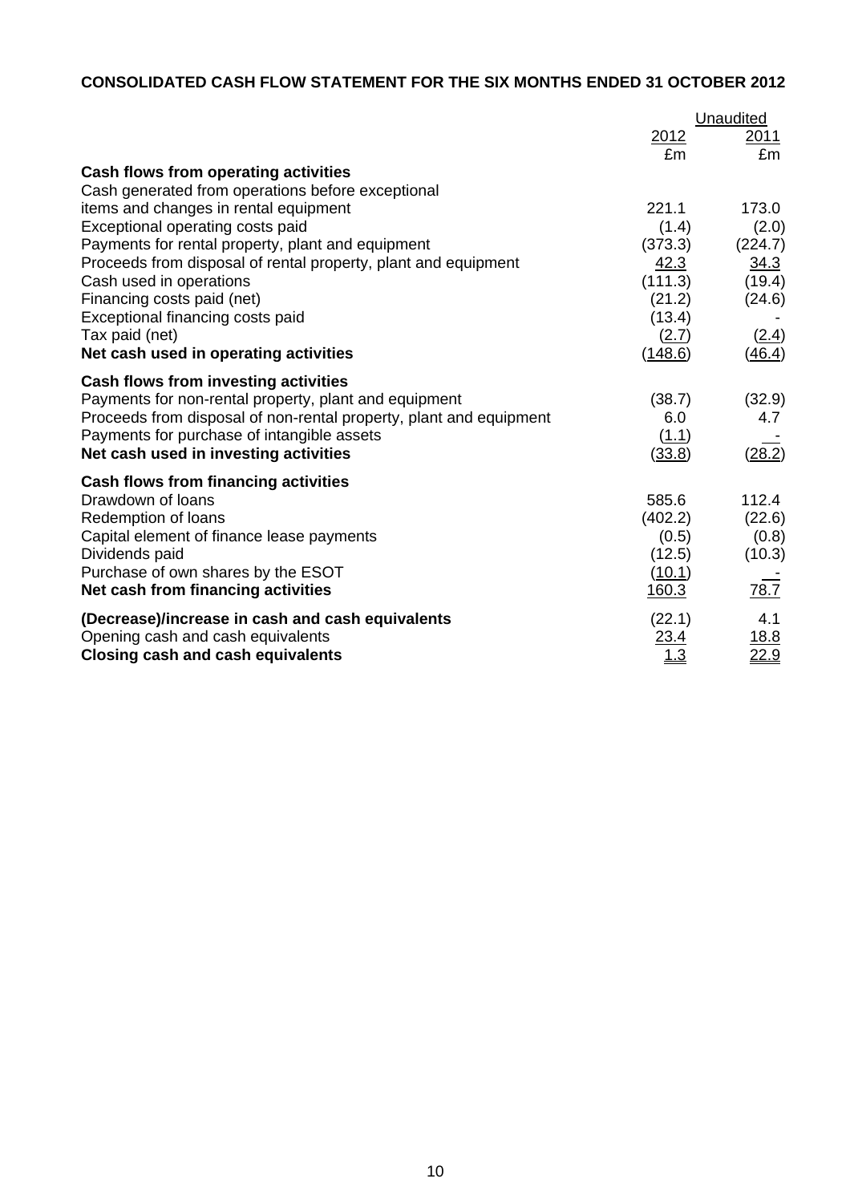**CONSOLIDATED CASH FLOW STATEMENT FOR THE SIX MONTHS ENDED 31 OCTOBER 2012**

| | Unaudited | |
|---|---|---|
| | 2012 | 2011 |
| | £m | £m |
| **Cash flows from operating activities** | | |
| Cash generated from operations before exceptional items and changes in rental equipment | 221.1 | 173.0 |
| Exceptional operating costs paid | (1.4) | (2.0) |
| Payments for rental property, plant and equipment | (373.3) | (224.7) |
| Proceeds from disposal of rental property, plant and equipment | 42.3 | 34.3 |
| Cash used in operations | (111.3) | (19.4) |
| Financing costs paid (net) | (21.2) | (24.6) |
| Exceptional financing costs paid | (13.4) | - |
| Tax paid (net) | (2.7) | (2.4) |
| **Net cash used in operating activities** | (148.6) | (46.4) |
| **Cash flows from investing activities** | | |
| Payments for non-rental property, plant and equipment | (38.7) | (32.9) |
| Proceeds from disposal of non-rental property, plant and equipment | 6.0 | 4.7 |
| Payments for purchase of intangible assets | (1.1) | - |
| **Net cash used in investing activities** | (33.8) | (28.2) |
| **Cash flows from financing activities** | | |
| Drawdown of loans | 585.6 | 112.4 |
| Redemption of loans | (402.2) | (22.6) |
| Capital element of finance lease payments | (0.5) | (0.8) |
| Dividends paid | (12.5) | (10.3) |
| Purchase of own shares by the ESOT | (10.1) | - |
| **Net cash from financing activities** | 160.3 | 78.7 |
| **(Decrease)/increase in cash and cash equivalents** | (22.1) | 4.1 |
| Opening cash and cash equivalents | 23.4 | 18.8 |
| **Closing cash and cash equivalents** | 1.3 | 22.9 |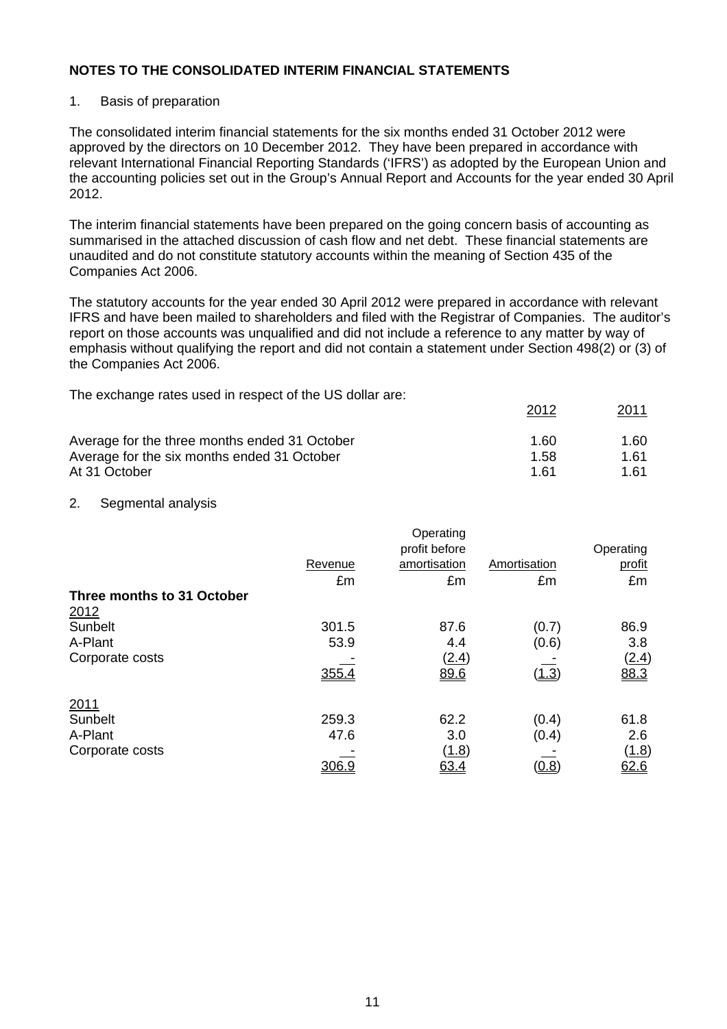## NOTES TO THE CONSOLIDATED INTERIM FINANCIAL STATEMENTS

1. Basis of preparation

The consolidated interim financial statements for the six months ended 31 October 2012 were approved by the directors on 10 December 2012. They have been prepared in accordance with relevant International Financial Reporting Standards ('IFRS') as adopted by the European Union and the accounting policies set out in the Group's Annual Report and Accounts for the year ended 30 April 2012.

The interim financial statements have been prepared on the going concern basis of accounting as summarised in the attached discussion of cash flow and net debt. These financial statements are unaudited and do not constitute statutory accounts within the meaning of Section 435 of the Companies Act 2006.

The statutory accounts for the year ended 30 April 2012 were prepared in accordance with relevant IFRS and have been mailed to shareholders and filed with the Registrar of Companies. The auditor's report on those accounts was unqualified and did not include a reference to any matter by way of emphasis without qualifying the report and did not contain a statement under Section 498(2) or (3) of the Companies Act 2006.

The exchange rates used in respect of the US dollar are:

| | 2012 | 2011 |
|---|---|---|
| Average for the three months ended 31 October | 1.60 | 1.60 |
| Average for the six months ended 31 October | 1.58 | 1.61 |
| At 31 October | 1.61 | 1.61 |

2. Segmental analysis

| | Revenue | Operating profit before amortisation | Amortisation | Operating profit |
|---|---|---|---|---|
| | £m | £m | £m | £m |
| **Three months to 31 October** | | | | |
| 2012 | | | | |
| Sunbelt | 301.5 | 87.6 | (0.7) | 86.9 |
| A-Plant | 53.9 | 4.4 | (0.6) | 3.8 |
| Corporate costs | - | (2.4) | - | (2.4) |
| | 355.4 | 89.6 | (1.3) | 88.3 |
| 2011 | | | | |
| Sunbelt | 259.3 | 62.2 | (0.4) | 61.8 |
| A-Plant | 47.6 | 3.0 | (0.4) | 2.6 |
| Corporate costs | - | (1.8) | - | (1.8) |
| | 306.9 | 63.4 | (0.8) | 62.6 |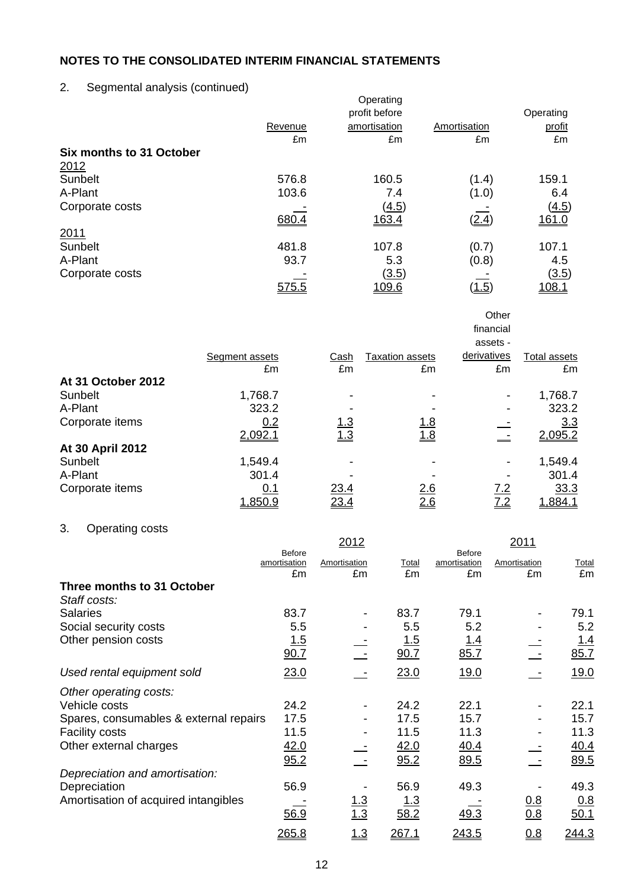## NOTES TO THE CONSOLIDATED INTERIM FINANCIAL STATEMENTS

2. Segmental analysis (continued)

| | Revenue | Operating profit before amortisation | Amortisation | Operating profit |
|---|---|---|---|---|
| | £m | £m | £m | £m |
| **Six months to 31 October** | | | | |
| 2012 | | | | |
| Sunbelt | 576.8 | 160.5 | (1.4) | 159.1 |
| A-Plant | 103.6 | 7.4 | (1.0) | 6.4 |
| Corporate costs | - | (4.5) | - | (4.5) |
| | 680.4 | 163.4 | (2.4) | 161.0 |
| 2011 | | | | |
| Sunbelt | 481.8 | 107.8 | (0.7) | 107.1 |
| A-Plant | 93.7 | 5.3 | (0.8) | 4.5 |
| Corporate costs | - | (3.5) | - | (3.5) |
| | 575.5 | 109.6 | (1.5) | 108.1 |

| | Segment assets | Cash | Taxation assets | Other financial assets - derivatives | Total assets |
|---|---|---|---|---|---|
| | £m | £m | £m | £m | £m |
| **At 31 October 2012** | | | | | |
| Sunbelt | 1,768.7 | - | - | - | 1,768.7 |
| A-Plant | 323.2 | - | - | - | 323.2 |
| Corporate items | 0.2 | 1.3 | 1.8 | - | 3.3 |
| | 2,092.1 | 1.3 | 1.8 | - | 2,095.2 |
| **At 30 April 2012** | | | | | |
| Sunbelt | 1,549.4 | - | - | - | 1,549.4 |
| A-Plant | 301.4 | - | - | - | 301.4 |
| Corporate items | 0.1 | 23.4 | 2.6 | 7.2 | 33.3 |
| | 1,850.9 | 23.4 | 2.6 | 7.2 | 1,884.1 |

3. Operating costs

| | 2012 | | | 2011 | | |
|---|---|---|---|---|---|---|
| | Before amortisation | Amortisation | Total | Before amortisation | Amortisation | Total |
| | £m | £m | £m | £m | £m | £m |
| **Three months to 31 October** | | | | | | |
| *Staff costs:* | | | | | | |
| Salaries | 83.7 | - | 83.7 | 79.1 | - | 79.1 |
| Social security costs | 5.5 | - | 5.5 | 5.2 | - | 5.2 |
| Other pension costs | 1.5 | - | 1.5 | 1.4 | - | 1.4 |
| | 90.7 | - | 90.7 | 85.7 | - | 85.7 |
| *Used rental equipment sold* | 23.0 | - | 23.0 | 19.0 | - | 19.0 |
| *Other operating costs:* | | | | | | |
| Vehicle costs | 24.2 | - | 24.2 | 22.1 | - | 22.1 |
| Spares, consumables & external repairs | 17.5 | - | 17.5 | 15.7 | - | 15.7 |
| Facility costs | 11.5 | - | 11.5 | 11.3 | - | 11.3 |
| Other external charges | 42.0 | - | 42.0 | 40.4 | - | 40.4 |
| | 95.2 | - | 95.2 | 89.5 | - | 89.5 |
| *Depreciation and amortisation:* | | | | | | |
| Depreciation | 56.9 | - | 56.9 | 49.3 | - | 49.3 |
| Amortisation of acquired intangibles | - | 1.3 | 1.3 | - | 0.8 | 0.8 |
| | 56.9 | 1.3 | 58.2 | 49.3 | 0.8 | 50.1 |
| | 265.8 | 1.3 | 267.1 | 243.5 | 0.8 | 244.3 |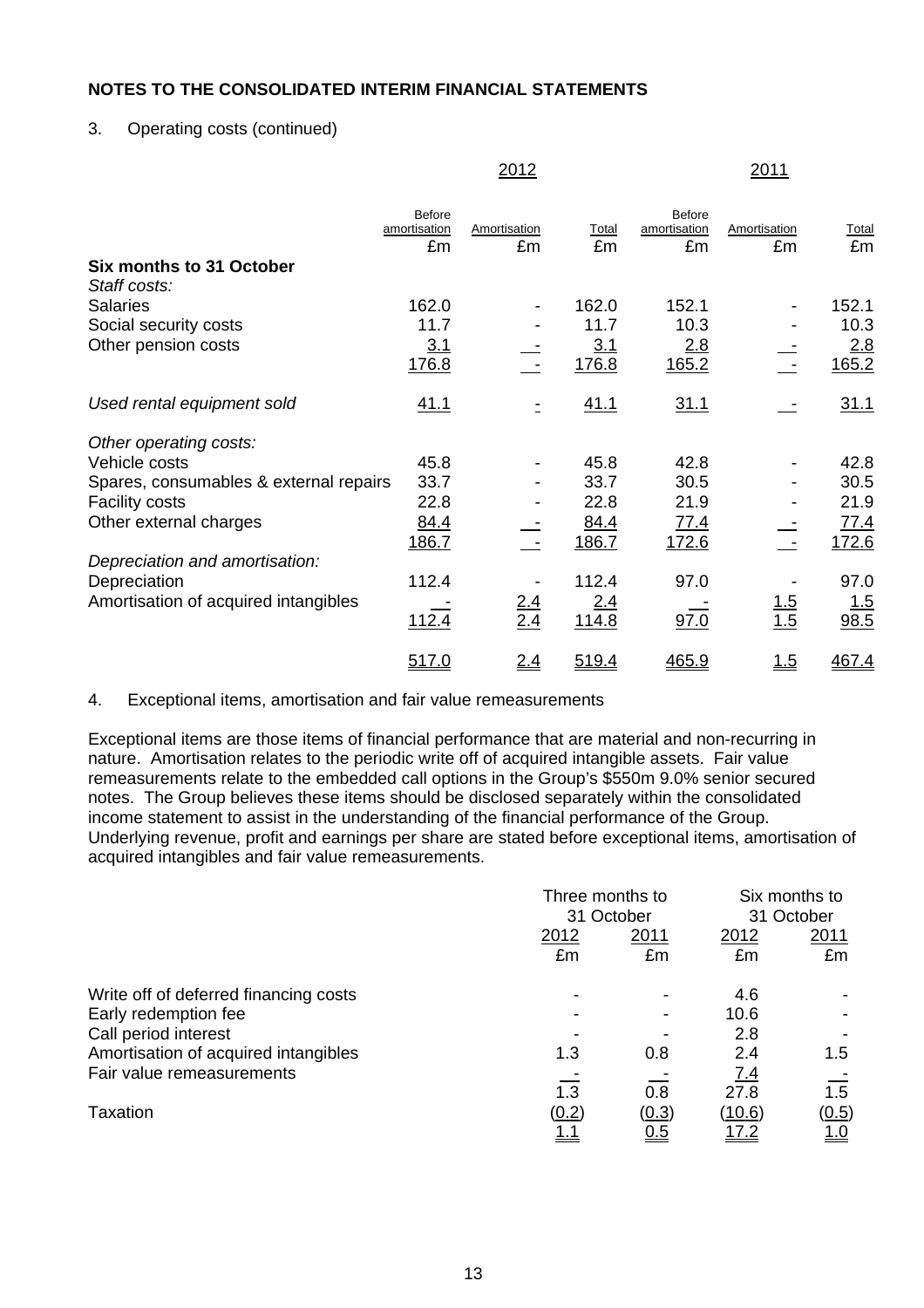## NOTES TO THE CONSOLIDATED INTERIM FINANCIAL STATEMENTS

3. Operating costs (continued)

| | 2012 | | | 2011 | | |
|---|---|---|---|---|---|---|
| | Before amortisation £m | Amortisation £m | Total £m | Before amortisation £m | Amortisation £m | Total £m |
| **Six months to 31 October** | | | | | | |
| *Staff costs:* | | | | | | |
| Salaries | 162.0 | - | 162.0 | 152.1 | - | 152.1 |
| Social security costs | 11.7 | - | 11.7 | 10.3 | - | 10.3 |
| Other pension costs | 3.1 | - | 3.1 | 2.8 | - | 2.8 |
| | 176.8 | - | 176.8 | 165.2 | - | 165.2 |
| *Used rental equipment sold* | 41.1 | - | 41.1 | 31.1 | - | 31.1 |
| *Other operating costs:* | | | | | | |
| Vehicle costs | 45.8 | - | 45.8 | 42.8 | - | 42.8 |
| Spares, consumables & external repairs | 33.7 | - | 33.7 | 30.5 | - | 30.5 |
| Facility costs | 22.8 | - | 22.8 | 21.9 | - | 21.9 |
| Other external charges | 84.4 | - | 84.4 | 77.4 | - | 77.4 |
| | 186.7 | - | 186.7 | 172.6 | - | 172.6 |
| *Depreciation and amortisation:* | | | | | | |
| Depreciation | 112.4 | - | 112.4 | 97.0 | - | 97.0 |
| Amortisation of acquired intangibles | - | 2.4 | 2.4 | - | 1.5 | 1.5 |
| | 112.4 | 2.4 | 114.8 | 97.0 | 1.5 | 98.5 |
| | 517.0 | 2.4 | 519.4 | 465.9 | 1.5 | 467.4 |

4. Exceptional items, amortisation and fair value remeasurements

Exceptional items are those items of financial performance that are material and non-recurring in nature. Amortisation relates to the periodic write off of acquired intangible assets. Fair value remeasurements relate to the embedded call options in the Group's $550m 9.0% senior secured notes. The Group believes these items should be disclosed separately within the consolidated income statement to assist in the understanding of the financial performance of the Group. Underlying revenue, profit and earnings per share are stated before exceptional items, amortisation of acquired intangibles and fair value remeasurements.

| | Three months to 31 October | | Six months to 31 October | |
|---|---|---|---|---|
| | 2012 £m | 2011 £m | 2012 £m | 2011 £m |
| Write off of deferred financing costs | - | - | 4.6 | - |
| Early redemption fee | - | - | 10.6 | - |
| Call period interest | - | - | 2.8 | - |
| Amortisation of acquired intangibles | 1.3 | 0.8 | 2.4 | 1.5 |
| Fair value remeasurements | - | - | 7.4 | - |
| | 1.3 | 0.8 | 27.8 | 1.5 |
| Taxation | (0.2) | (0.3) | (10.6) | (0.5) |
| | 1.1 | 0.5 | 17.2 | 1.0 |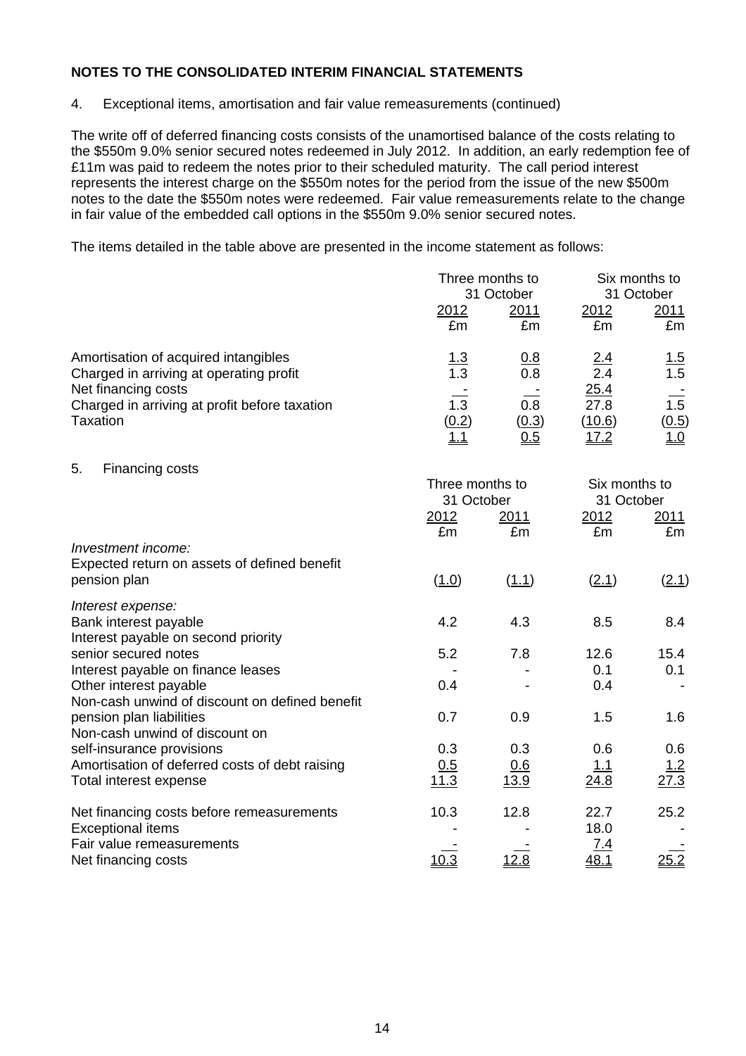## NOTES TO THE CONSOLIDATED INTERIM FINANCIAL STATEMENTS

4. Exceptional items, amortisation and fair value remeasurements (continued)

The write off of deferred financing costs consists of the unamortised balance of the costs relating to the $550m 9.0% senior secured notes redeemed in July 2012. In addition, an early redemption fee of £11m was paid to redeem the notes prior to their scheduled maturity. The call period interest represents the interest charge on the $550m notes for the period from the issue of the new $500m notes to the date the $550m notes were redeemed. Fair value remeasurements relate to the change in fair value of the embedded call options in the $550m 9.0% senior secured notes.

The items detailed in the table above are presented in the income statement as follows:

| | Three months to 31 October | | Six months to 31 October | |
|---|---|---|---|---|
| | 2012 | 2011 | 2012 | 2011 |
| | £m | £m | £m | £m |
| Amortisation of acquired intangibles | 1.3 | 0.8 | 2.4 | 1.5 |
| Charged in arriving at operating profit | 1.3 | 0.8 | 2.4 | 1.5 |
| Net financing costs | - | - | 25.4 | - |
| Charged in arriving at profit before taxation | 1.3 | 0.8 | 27.8 | 1.5 |
| Taxation | (0.2) | (0.3) | (10.6) | (0.5) |
| | 1.1 | 0.5 | 17.2 | 1.0 |

5. Financing costs

| | Three months to 31 October | | Six months to 31 October | |
|---|---|---|---|---|
| | 2012 | 2011 | 2012 | 2011 |
| | £m | £m | £m | £m |
| *Investment income:* | | | | |
| Expected return on assets of defined benefit pension plan | (1.0) | (1.1) | (2.1) | (2.1) |
| *Interest expense:* | | | | |
| Bank interest payable | 4.2 | 4.3 | 8.5 | 8.4 |
| Interest payable on second priority senior secured notes | 5.2 | 7.8 | 12.6 | 15.4 |
| Interest payable on finance leases | - | - | 0.1 | 0.1 |
| Other interest payable | 0.4 | - | 0.4 | - |
| Non-cash unwind of discount on defined benefit pension plan liabilities | 0.7 | 0.9 | 1.5 | 1.6 |
| Non-cash unwind of discount on self-insurance provisions | 0.3 | 0.3 | 0.6 | 0.6 |
| Amortisation of deferred costs of debt raising | 0.5 | 0.6 | 1.1 | 1.2 |
| Total interest expense | 11.3 | 13.9 | 24.8 | 27.3 |
| Net financing costs before remeasurements | 10.3 | 12.8 | 22.7 | 25.2 |
| Exceptional items | - | - | 18.0 | - |
| Fair value remeasurements | - | - | 7.4 | - |
| Net financing costs | 10.3 | 12.8 | 48.1 | 25.2 |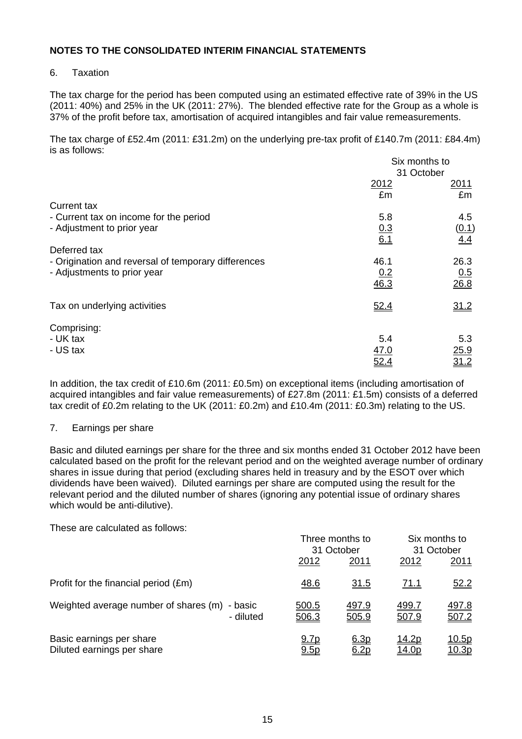## NOTES TO THE CONSOLIDATED INTERIM FINANCIAL STATEMENTS

6. Taxation

The tax charge for the period has been computed using an estimated effective rate of 39% in the US (2011: 40%) and 25% in the UK (2011: 27%). The blended effective rate for the Group as a whole is 37% of the profit before tax, amortisation of acquired intangibles and fair value remeasurements.

The tax charge of £52.4m (2011: £31.2m) on the underlying pre-tax profit of £140.7m (2011: £84.4m) is as follows:

| | Six months to 31 October | |
|---|---|---|
| | 2012 | 2011 |
| | £m | £m |
| Current tax | | |
| - Current tax on income for the period | 5.8 | 4.5 |
| - Adjustment to prior year | 0.3 | (0.1) |
| | 6.1 | 4.4 |
| Deferred tax | | |
| - Origination and reversal of temporary differences | 46.1 | 26.3 |
| - Adjustments to prior year | 0.2 | 0.5 |
| | 46.3 | 26.8 |
| Tax on underlying activities | 52.4 | 31.2 |
| Comprising: | | |
| - UK tax | 5.4 | 5.3 |
| - US tax | 47.0 | 25.9 |
| | 52.4 | 31.2 |

In addition, the tax credit of £10.6m (2011: £0.5m) on exceptional items (including amortisation of acquired intangibles and fair value remeasurements) of £27.8m (2011: £1.5m) consists of a deferred tax credit of £0.2m relating to the UK (2011: £0.2m) and £10.4m (2011: £0.3m) relating to the US.

7. Earnings per share

Basic and diluted earnings per share for the three and six months ended 31 October 2012 have been calculated based on the profit for the relevant period and on the weighted average number of ordinary shares in issue during that period (excluding shares held in treasury and by the ESOT over which dividends have been waived). Diluted earnings per share are computed using the result for the relevant period and the diluted number of shares (ignoring any potential issue of ordinary shares which would be anti-dilutive).

These are calculated as follows:

| | | Three months to 31 October | | Six months to 31 October | |
|---|---|---|---|---|---|
| | | 2012 | 2011 | 2012 | 2011 |
| Profit for the financial period (£m) | | 48.6 | 31.5 | 71.1 | 52.2 |
| Weighted average number of shares (m) | - basic | 500.5 | 497.9 | 499.7 | 497.8 |
| | - diluted | 506.3 | 505.9 | 507.9 | 507.2 |
| Basic earnings per share | | 9.7p | 6.3p | 14.2p | 10.5p |
| Diluted earnings per share | | 9.5p | 6.2p | 14.0p | 10.3p |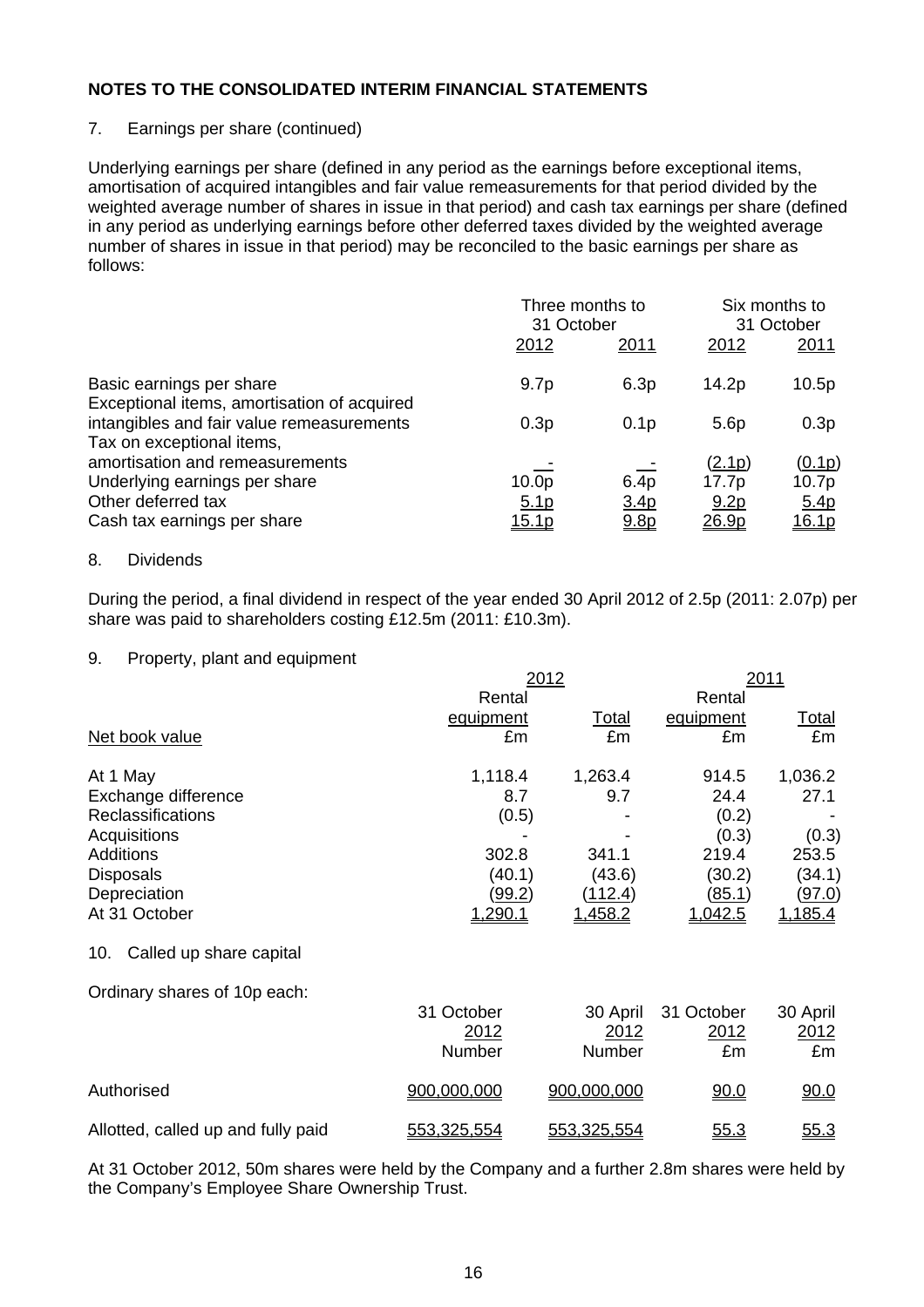**NOTES TO THE CONSOLIDATED INTERIM FINANCIAL STATEMENTS**

7. Earnings per share (continued)

Underlying earnings per share (defined in any period as the earnings before exceptional items, amortisation of acquired intangibles and fair value remeasurements for that period divided by the weighted average number of shares in issue in that period) and cash tax earnings per share (defined in any period as underlying earnings before other deferred taxes divided by the weighted average number of shares in issue in that period) may be reconciled to the basic earnings per share as follows:

| | Three months to 31 October | | Six months to 31 October | |
|---|---|---|---|---|
| | 2012 | 2011 | 2012 | 2011 |
| Basic earnings per share | 9.7p | 6.3p | 14.2p | 10.5p |
| Exceptional items, amortisation of acquired intangibles and fair value remeasurements | 0.3p | 0.1p | 5.6p | 0.3p |
| Tax on exceptional items, amortisation and remeasurements | - | - | (2.1p) | (0.1p) |
| Underlying earnings per share | 10.0p | 6.4p | 17.7p | 10.7p |
| Other deferred tax | 5.1p | 3.4p | 9.2p | 5.4p |
| Cash tax earnings per share | 15.1p | 9.8p | 26.9p | 16.1p |

8. Dividends

During the period, a final dividend in respect of the year ended 30 April 2012 of 2.5p (2011: 2.07p) per share was paid to shareholders costing £12.5m (2011: £10.3m).

9. Property, plant and equipment

| | 2012 | | 2011 | |
|---|---|---|---|---|
| | Rental equipment | Total | Rental equipment | Total |
| Net book value | £m | £m | £m | £m |
| At 1 May | 1,118.4 | 1,263.4 | 914.5 | 1,036.2 |
| Exchange difference | 8.7 | 9.7 | 24.4 | 27.1 |
| Reclassifications | (0.5) | - | (0.2) | - |
| Acquisitions | - | - | (0.3) | (0.3) |
| Additions | 302.8 | 341.1 | 219.4 | 253.5 |
| Disposals | (40.1) | (43.6) | (30.2) | (34.1) |
| Depreciation | (99.2) | (112.4) | (85.1) | (97.0) |
| At 31 October | 1,290.1 | 1,458.2 | 1,042.5 | 1,185.4 |

10. Called up share capital

Ordinary shares of 10p each:

| | 31 October 2012 | 30 April 2012 | 31 October 2012 | 30 April 2012 |
|---|---|---|---|---|
| | Number | Number | £m | £m |
| Authorised | 900,000,000 | 900,000,000 | 90.0 | 90.0 |
| Allotted, called up and fully paid | 553,325,554 | 553,325,554 | 55.3 | 55.3 |

At 31 October 2012, 50m shares were held by the Company and a further 2.8m shares were held by the Company's Employee Share Ownership Trust.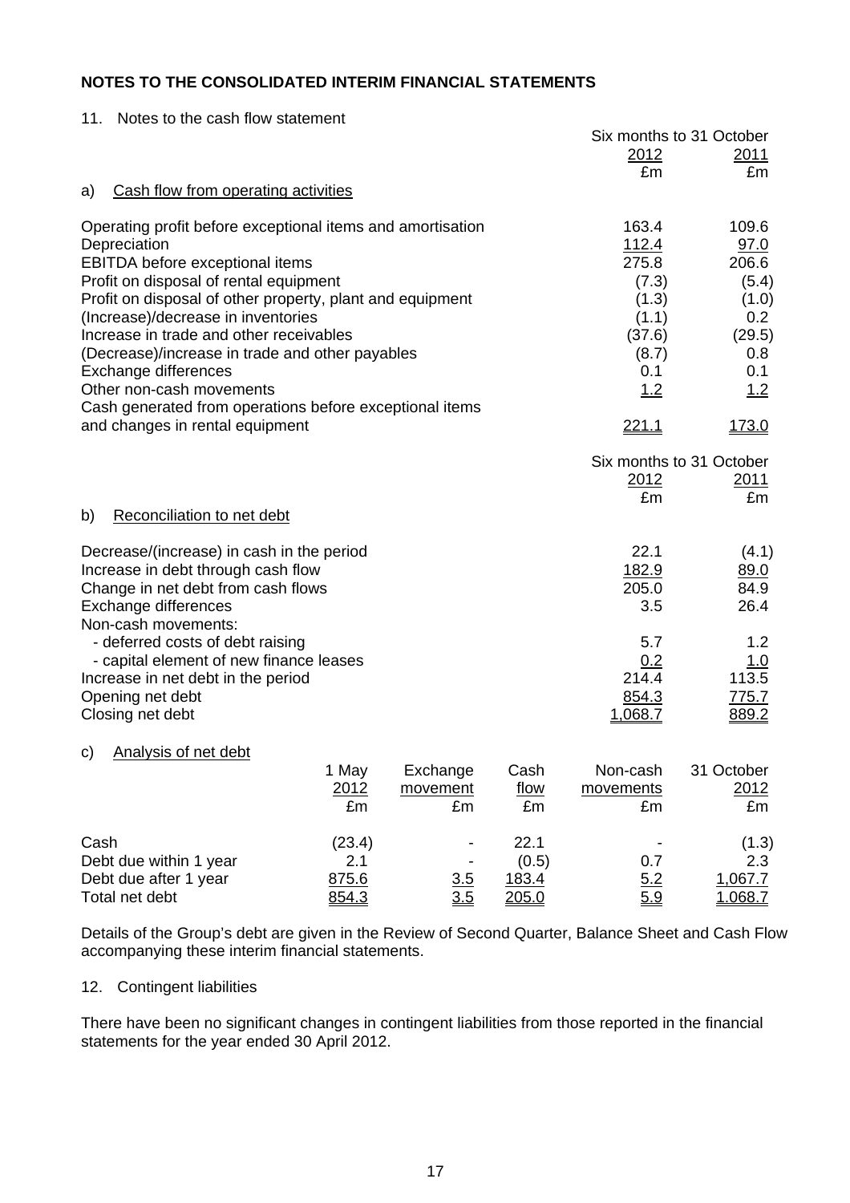## NOTES TO THE CONSOLIDATED INTERIM FINANCIAL STATEMENTS

11. Notes to the cash flow statement

a) Cash flow from operating activities

| | Six months to 31 October 2012 £m | 2011 £m |
|---|---|---|
| Operating profit before exceptional items and amortisation | 163.4 | 109.6 |
| Depreciation | 112.4 | 97.0 |
| EBITDA before exceptional items | 275.8 | 206.6 |
| Profit on disposal of rental equipment | (7.3) | (5.4) |
| Profit on disposal of other property, plant and equipment | (1.3) | (1.0) |
| (Increase)/decrease in inventories | (1.1) | 0.2 |
| Increase in trade and other receivables | (37.6) | (29.5) |
| (Decrease)/increase in trade and other payables | (8.7) | 0.8 |
| Exchange differences | 0.1 | 0.1 |
| Other non-cash movements | 1.2 | 1.2 |
| Cash generated from operations before exceptional items and changes in rental equipment | 221.1 | 173.0 |

b) Reconciliation to net debt

| | Six months to 31 October 2012 £m | 2011 £m |
|---|---|---|
| Decrease/(increase) in cash in the period | 22.1 | (4.1) |
| Increase in debt through cash flow | 182.9 | 89.0 |
| Change in net debt from cash flows | 205.0 | 84.9 |
| Exchange differences | 3.5 | 26.4 |
| Non-cash movements: | | |
| - deferred costs of debt raising | 5.7 | 1.2 |
| - capital element of new finance leases | 0.2 | 1.0 |
| Increase in net debt in the period | 214.4 | 113.5 |
| Opening net debt | 854.3 | 775.7 |
| Closing net debt | 1,068.7 | 889.2 |

c) Analysis of net debt

| | 1 May 2012 £m | Exchange movement £m | Cash flow £m | Non-cash movements £m | 31 October 2012 £m |
|---|---|---|---|---|---|
| Cash | (23.4) | - | 22.1 | - | (1.3) |
| Debt due within 1 year | 2.1 | - | (0.5) | 0.7 | 2.3 |
| Debt due after 1 year | 875.6 | 3.5 | 183.4 | 5.2 | 1,067.7 |
| Total net debt | 854.3 | 3.5 | 205.0 | 5.9 | 1,068.7 |

Details of the Group's debt are given in the Review of Second Quarter, Balance Sheet and Cash Flow accompanying these interim financial statements.

12. Contingent liabilities

There have been no significant changes in contingent liabilities from those reported in the financial statements for the year ended 30 April 2012.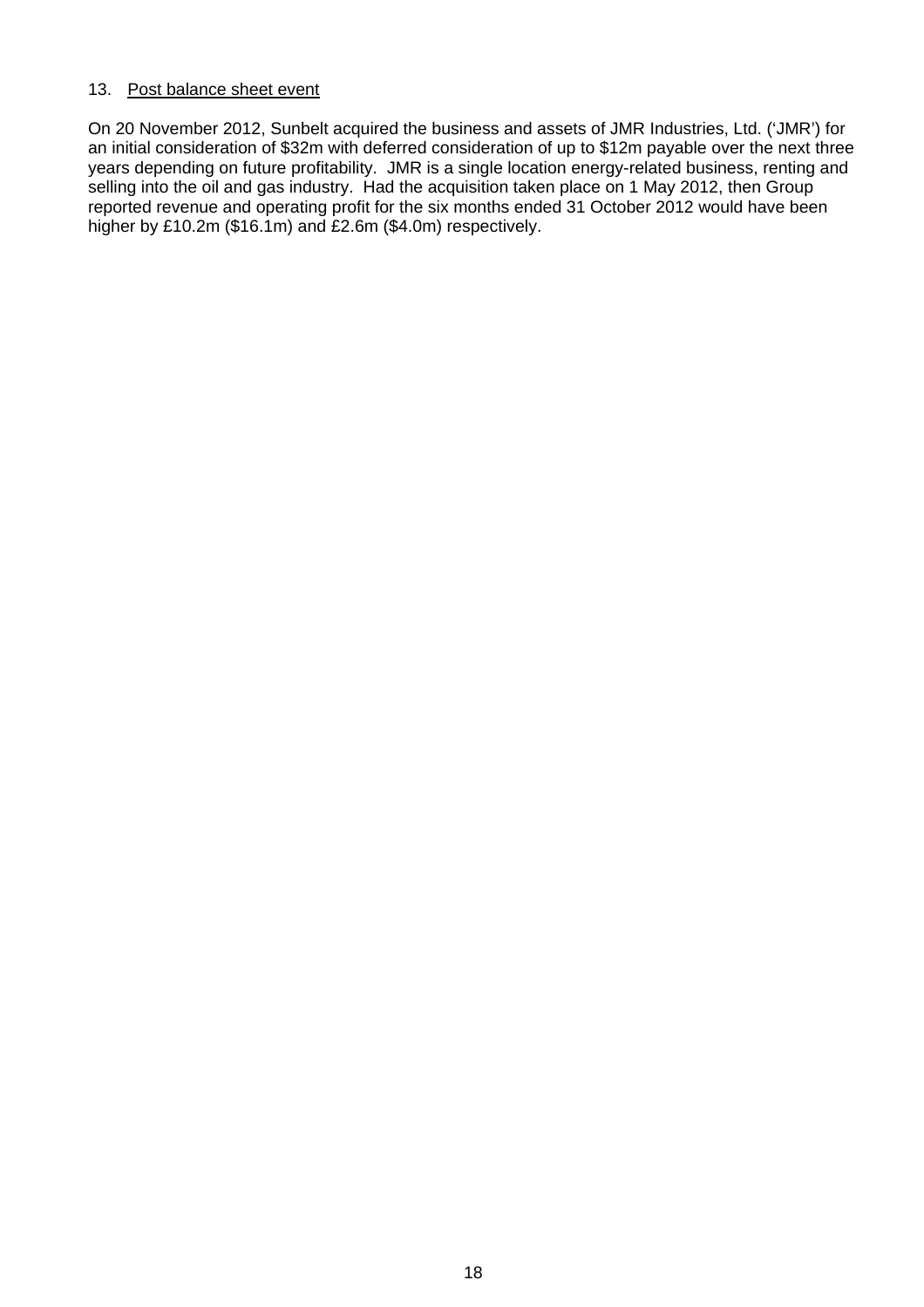## 13. Post balance sheet event

On 20 November 2012, Sunbelt acquired the business and assets of JMR Industries, Ltd. ('JMR') for an initial consideration of $32m with deferred consideration of up to $12m payable over the next three years depending on future profitability. JMR is a single location energy-related business, renting and selling into the oil and gas industry. Had the acquisition taken place on 1 May 2012, then Group reported revenue and operating profit for the six months ended 31 October 2012 would have been higher by £10.2m ($16.1m) and £2.6m ($4.0m) respectively.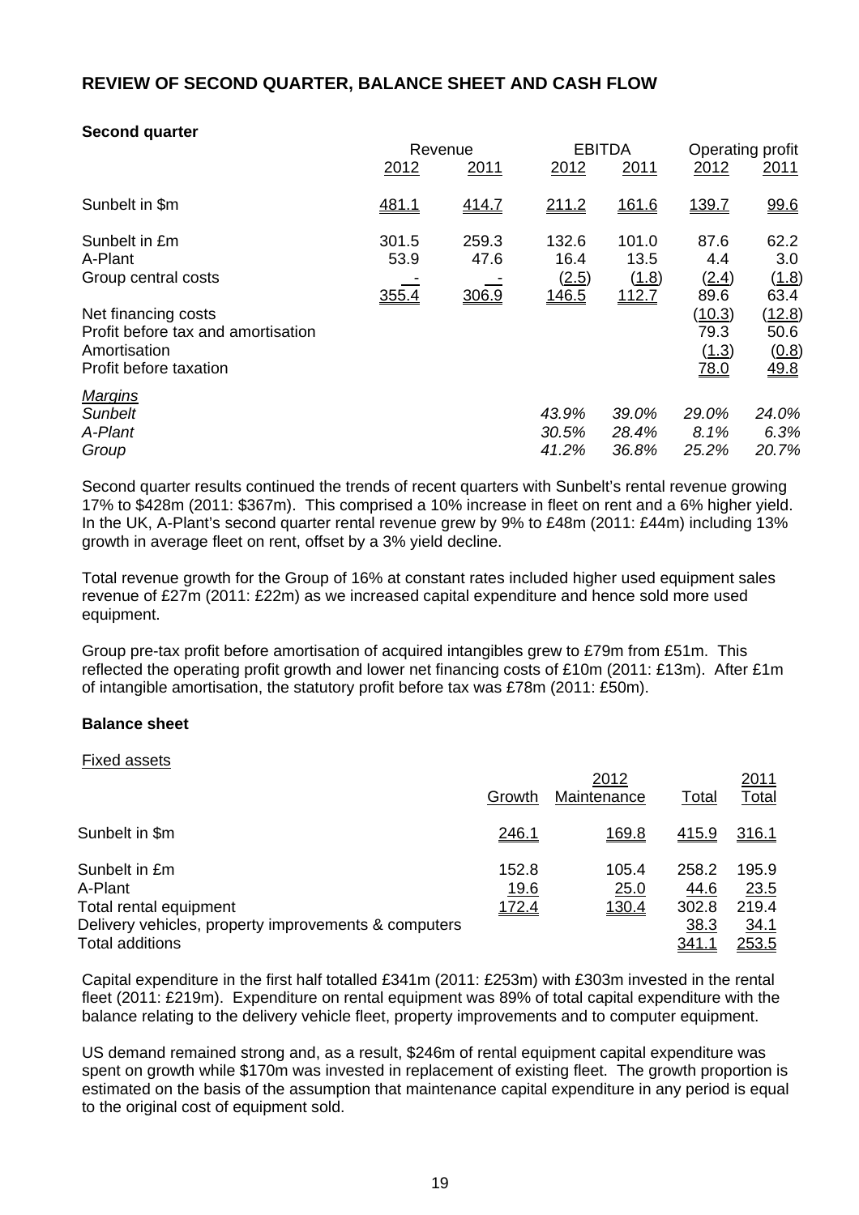## REVIEW OF SECOND QUARTER, BALANCE SHEET AND CASH FLOW

### Second quarter

| | Revenue | | EBITDA | | Operating profit | |
|---|---|---|---|---|---|---|
| | 2012 | 2011 | 2012 | 2011 | 2012 | 2011 |
| Sunbelt in $m | 481.1 | 414.7 | 211.2 | 161.6 | 139.7 | 99.6 |
| Sunbelt in £m | 301.5 | 259.3 | 132.6 | 101.0 | 87.6 | 62.2 |
| A-Plant | 53.9 | 47.6 | 16.4 | 13.5 | 4.4 | 3.0 |
| Group central costs | - | - | (2.5) | (1.8) | (2.4) | (1.8) |
| | 355.4 | 306.9 | 146.5 | 112.7 | 89.6 | 63.4 |
| Net financing costs | | | | | (10.3) | (12.8) |
| Profit before tax and amortisation | | | | | 79.3 | 50.6 |
| Amortisation | | | | | (1.3) | (0.8) |
| Profit before taxation | | | | | 78.0 | 49.8 |
| *Margins* | | | | | | |
| *Sunbelt* | | | *43.9%* | *39.0%* | *29.0%* | *24.0%* |
| *A-Plant* | | | *30.5%* | *28.4%* | *8.1%* | *6.3%* |
| *Group* | | | *41.2%* | *36.8%* | *25.2%* | *20.7%* |

Second quarter results continued the trends of recent quarters with Sunbelt's rental revenue growing 17% to $428m (2011: $367m). This comprised a 10% increase in fleet on rent and a 6% higher yield. In the UK, A-Plant's second quarter rental revenue grew by 9% to £48m (2011: £44m) including 13% growth in average fleet on rent, offset by a 3% yield decline.

Total revenue growth for the Group of 16% at constant rates included higher used equipment sales revenue of £27m (2011: £22m) as we increased capital expenditure and hence sold more used equipment.

Group pre-tax profit before amortisation of acquired intangibles grew to £79m from £51m. This reflected the operating profit growth and lower net financing costs of £10m (2011: £13m). After £1m of intangible amortisation, the statutory profit before tax was £78m (2011: £50m).

### Balance sheet

Fixed assets

| | 2012 | | | 2011 |
|---|---|---|---|---|
| | Growth | Maintenance | Total | Total |
| Sunbelt in $m | 246.1 | 169.8 | 415.9 | 316.1 |
| Sunbelt in £m | 152.8 | 105.4 | 258.2 | 195.9 |
| A-Plant | 19.6 | 25.0 | 44.6 | 23.5 |
| Total rental equipment | 172.4 | 130.4 | 302.8 | 219.4 |
| Delivery vehicles, property improvements & computers | | | 38.3 | 34.1 |
| Total additions | | | 341.1 | 253.5 |

Capital expenditure in the first half totalled £341m (2011: £253m) with £303m invested in the rental fleet (2011: £219m). Expenditure on rental equipment was 89% of total capital expenditure with the balance relating to the delivery vehicle fleet, property improvements and to computer equipment.

US demand remained strong and, as a result, $246m of rental equipment capital expenditure was spent on growth while $170m was invested in replacement of existing fleet. The growth proportion is estimated on the basis of the assumption that maintenance capital expenditure in any period is equal to the original cost of equipment sold.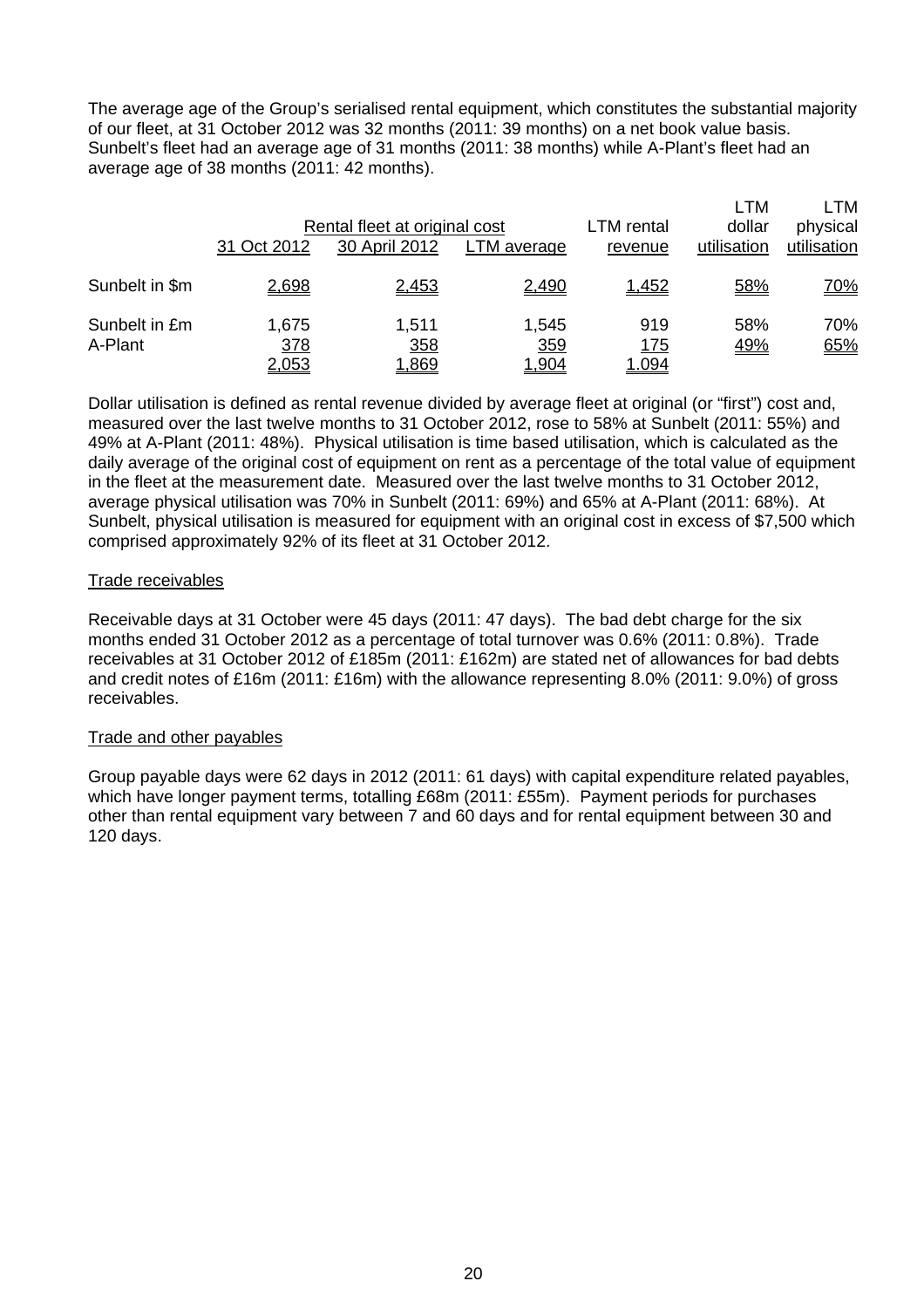The average age of the Group's serialised rental equipment, which constitutes the substantial majority of our fleet, at 31 October 2012 was 32 months (2011: 39 months) on a net book value basis. Sunbelt's fleet had an average age of 31 months (2011: 38 months) while A-Plant's fleet had an average age of 38 months (2011: 42 months).

| | Rental fleet at original cost | | | LTM rental | LTM dollar | LTM physical |
|---|---|---|---|---|---|---|
| | 31 Oct 2012 | 30 April 2012 | LTM average | revenue | utilisation | utilisation |
| Sunbelt in $m | 2,698 | 2,453 | 2,490 | 1,452 | 58% | 70% |
| Sunbelt in £m | 1,675 | 1,511 | 1,545 | 919 | 58% | 70% |
| A-Plant | 378 | 358 | 359 | 175 | 49% | 65% |
| | 2,053 | 1,869 | 1,904 | 1,094 | | |

Dollar utilisation is defined as rental revenue divided by average fleet at original (or "first") cost and, measured over the last twelve months to 31 October 2012, rose to 58% at Sunbelt (2011: 55%) and 49% at A-Plant (2011: 48%). Physical utilisation is time based utilisation, which is calculated as the daily average of the original cost of equipment on rent as a percentage of the total value of equipment in the fleet at the measurement date. Measured over the last twelve months to 31 October 2012, average physical utilisation was 70% in Sunbelt (2011: 69%) and 65% at A-Plant (2011: 68%). At Sunbelt, physical utilisation is measured for equipment with an original cost in excess of $7,500 which comprised approximately 92% of its fleet at 31 October 2012.

## Trade receivables

Receivable days at 31 October were 45 days (2011: 47 days). The bad debt charge for the six months ended 31 October 2012 as a percentage of total turnover was 0.6% (2011: 0.8%). Trade receivables at 31 October 2012 of £185m (2011: £162m) are stated net of allowances for bad debts and credit notes of £16m (2011: £16m) with the allowance representing 8.0% (2011: 9.0%) of gross receivables.

## Trade and other payables

Group payable days were 62 days in 2012 (2011: 61 days) with capital expenditure related payables, which have longer payment terms, totalling £68m (2011: £55m). Payment periods for purchases other than rental equipment vary between 7 and 60 days and for rental equipment between 30 and 120 days.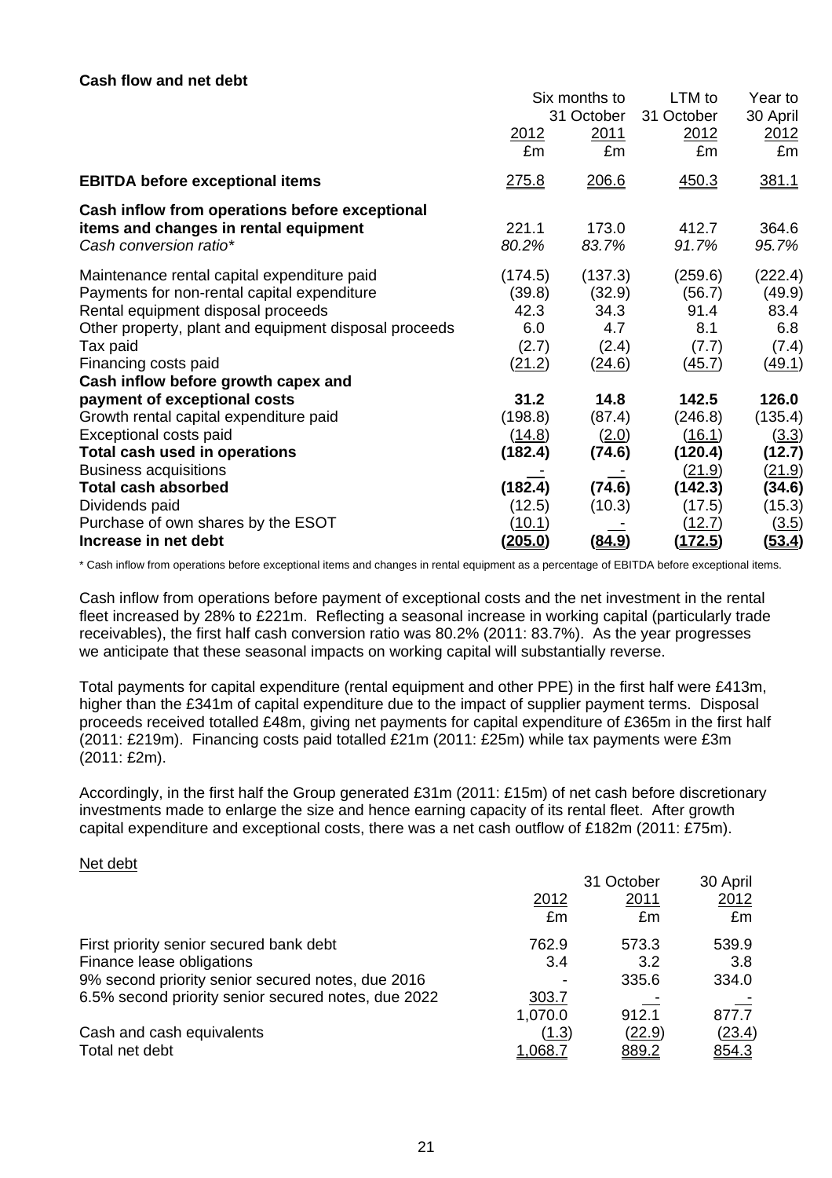**Cash flow and net debt**

| | Six months to 31 October | | LTM to 31 October | Year to 30 April |
|---|---|---|---|---|
| | 2012 | 2011 | 2012 | 2012 |
| | £m | £m | £m | £m |
| **EBITDA before exceptional items** | 275.8 | 206.6 | 450.3 | 381.1 |
| **Cash inflow from operations before exceptional items and changes in rental equipment** | 221.1 | 173.0 | 412.7 | 364.6 |
| *Cash conversion ratio** | *80.2%* | *83.7%* | *91.7%* | *95.7%* |
| Maintenance rental capital expenditure paid | (174.5) | (137.3) | (259.6) | (222.4) |
| Payments for non-rental capital expenditure | (39.8) | (32.9) | (56.7) | (49.9) |
| Rental equipment disposal proceeds | 42.3 | 34.3 | 91.4 | 83.4 |
| Other property, plant and equipment disposal proceeds | 6.0 | 4.7 | 8.1 | 6.8 |
| Tax paid | (2.7) | (2.4) | (7.7) | (7.4) |
| Financing costs paid | (21.2) | (24.6) | (45.7) | (49.1) |
| **Cash inflow before growth capex and payment of exceptional costs** | **31.2** | **14.8** | **142.5** | **126.0** |
| Growth rental capital expenditure paid | (198.8) | (87.4) | (246.8) | (135.4) |
| Exceptional costs paid | (14.8) | (2.0) | (16.1) | (3.3) |
| **Total cash used in operations** | **(182.4)** | **(74.6)** | **(120.4)** | **(12.7)** |
| Business acquisitions | - | - | (21.9) | (21.9) |
| **Total cash absorbed** | **(182.4)** | **(74.6)** | **(142.3)** | **(34.6)** |
| Dividends paid | (12.5) | (10.3) | (17.5) | (15.3) |
| Purchase of own shares by the ESOT | (10.1) | - | (12.7) | (3.5) |
| **Increase in net debt** | **(205.0)** | **(84.9)** | **(172.5)** | **(53.4)** |

\* Cash inflow from operations before exceptional items and changes in rental equipment as a percentage of EBITDA before exceptional items.

Cash inflow from operations before payment of exceptional costs and the net investment in the rental fleet increased by 28% to £221m. Reflecting a seasonal increase in working capital (particularly trade receivables), the first half cash conversion ratio was 80.2% (2011: 83.7%). As the year progresses we anticipate that these seasonal impacts on working capital will substantially reverse.

Total payments for capital expenditure (rental equipment and other PPE) in the first half were £413m, higher than the £341m of capital expenditure due to the impact of supplier payment terms. Disposal proceeds received totalled £48m, giving net payments for capital expenditure of £365m in the first half (2011: £219m). Financing costs paid totalled £21m (2011: £25m) while tax payments were £3m (2011: £2m).

Accordingly, in the first half the Group generated £31m (2011: £15m) of net cash before discretionary investments made to enlarge the size and hence earning capacity of its rental fleet. After growth capital expenditure and exceptional costs, there was a net cash outflow of £182m (2011: £75m).

Net debt

| | 31 October | | 30 April |
|---|---|---|---|
| | 2012 | 2011 | 2012 |
| | £m | £m | £m |
| First priority senior secured bank debt | 762.9 | 573.3 | 539.9 |
| Finance lease obligations | 3.4 | 3.2 | 3.8 |
| 9% second priority senior secured notes, due 2016 | - | 335.6 | 334.0 |
| 6.5% second priority senior secured notes, due 2022 | 303.7 | - | - |
| | 1,070.0 | 912.1 | 877.7 |
| Cash and cash equivalents | (1.3) | (22.9) | (23.4) |
| Total net debt | 1,068.7 | 889.2 | 854.3 |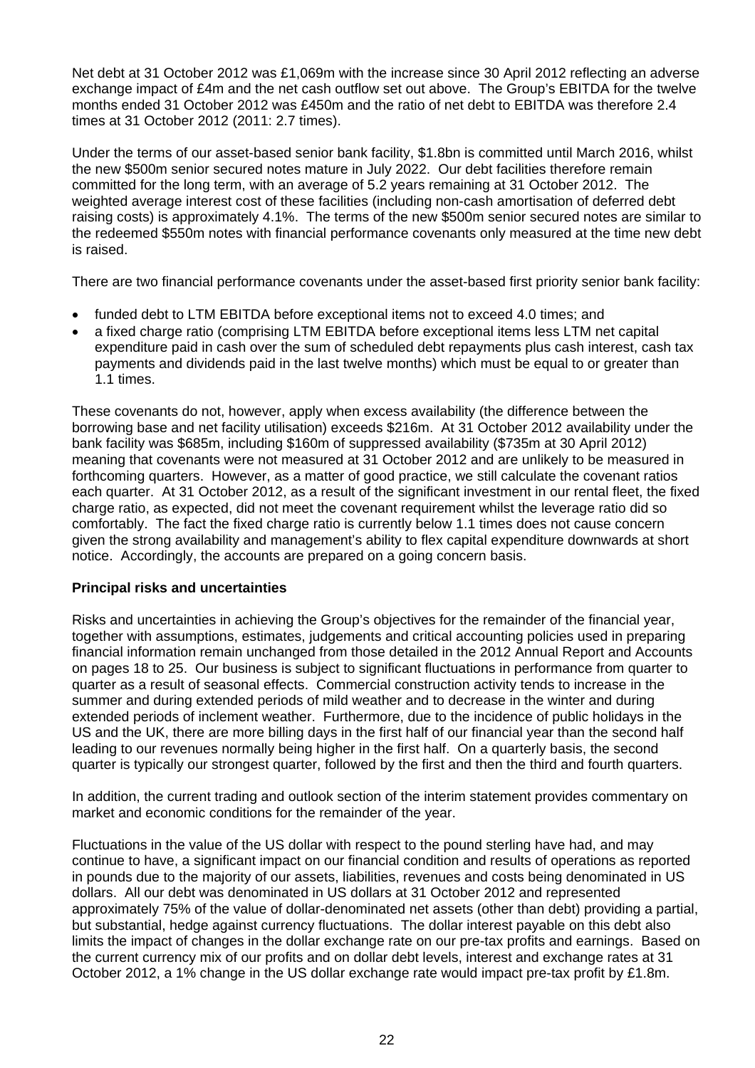Net debt at 31 October 2012 was £1,069m with the increase since 30 April 2012 reflecting an adverse exchange impact of £4m and the net cash outflow set out above. The Group's EBITDA for the twelve months ended 31 October 2012 was £450m and the ratio of net debt to EBITDA was therefore 2.4 times at 31 October 2012 (2011: 2.7 times).

Under the terms of our asset-based senior bank facility, $1.8bn is committed until March 2016, whilst the new $500m senior secured notes mature in July 2022. Our debt facilities therefore remain committed for the long term, with an average of 5.2 years remaining at 31 October 2012. The weighted average interest cost of these facilities (including non-cash amortisation of deferred debt raising costs) is approximately 4.1%. The terms of the new $500m senior secured notes are similar to the redeemed $550m notes with financial performance covenants only measured at the time new debt is raised.

There are two financial performance covenants under the asset-based first priority senior bank facility:

- funded debt to LTM EBITDA before exceptional items not to exceed 4.0 times; and
- a fixed charge ratio (comprising LTM EBITDA before exceptional items less LTM net capital expenditure paid in cash over the sum of scheduled debt repayments plus cash interest, cash tax payments and dividends paid in the last twelve months) which must be equal to or greater than 1.1 times.

These covenants do not, however, apply when excess availability (the difference between the borrowing base and net facility utilisation) exceeds $216m. At 31 October 2012 availability under the bank facility was $685m, including $160m of suppressed availability ($735m at 30 April 2012) meaning that covenants were not measured at 31 October 2012 and are unlikely to be measured in forthcoming quarters. However, as a matter of good practice, we still calculate the covenant ratios each quarter. At 31 October 2012, as a result of the significant investment in our rental fleet, the fixed charge ratio, as expected, did not meet the covenant requirement whilst the leverage ratio did so comfortably. The fact the fixed charge ratio is currently below 1.1 times does not cause concern given the strong availability and management's ability to flex capital expenditure downwards at short notice. Accordingly, the accounts are prepared on a going concern basis.

**Principal risks and uncertainties**

Risks and uncertainties in achieving the Group's objectives for the remainder of the financial year, together with assumptions, estimates, judgements and critical accounting policies used in preparing financial information remain unchanged from those detailed in the 2012 Annual Report and Accounts on pages 18 to 25. Our business is subject to significant fluctuations in performance from quarter to quarter as a result of seasonal effects. Commercial construction activity tends to increase in the summer and during extended periods of mild weather and to decrease in the winter and during extended periods of inclement weather. Furthermore, due to the incidence of public holidays in the US and the UK, there are more billing days in the first half of our financial year than the second half leading to our revenues normally being higher in the first half. On a quarterly basis, the second quarter is typically our strongest quarter, followed by the first and then the third and fourth quarters.

In addition, the current trading and outlook section of the interim statement provides commentary on market and economic conditions for the remainder of the year.

Fluctuations in the value of the US dollar with respect to the pound sterling have had, and may continue to have, a significant impact on our financial condition and results of operations as reported in pounds due to the majority of our assets, liabilities, revenues and costs being denominated in US dollars. All our debt was denominated in US dollars at 31 October 2012 and represented approximately 75% of the value of dollar-denominated net assets (other than debt) providing a partial, but substantial, hedge against currency fluctuations. The dollar interest payable on this debt also limits the impact of changes in the dollar exchange rate on our pre-tax profits and earnings. Based on the current currency mix of our profits and on dollar debt levels, interest and exchange rates at 31 October 2012, a 1% change in the US dollar exchange rate would impact pre-tax profit by £1.8m.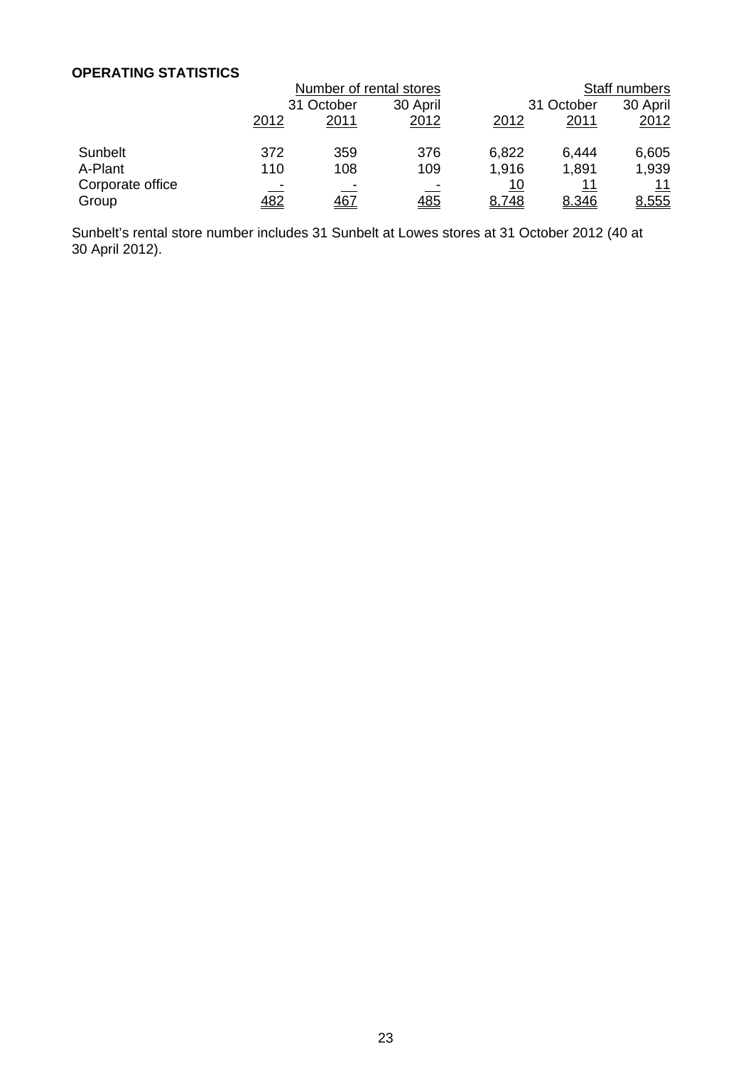**OPERATING STATISTICS**

| | Number of rental stores | | | Staff numbers | | |
|---|---|---|---|---|---|---|
| | | 31 October | 30 April | | 31 October | 30 April |
| | 2012 | 2011 | 2012 | 2012 | 2011 | 2012 |
| Sunbelt | 372 | 359 | 376 | 6,822 | 6,444 | 6,605 |
| A-Plant | 110 | 108 | 109 | 1,916 | 1,891 | 1,939 |
| Corporate office | - | - | - | 10 | 11 | 11 |
| Group | 482 | 467 | 485 | 8,748 | 8,346 | 8,555 |

Sunbelt's rental store number includes 31 Sunbelt at Lowes stores at 31 October 2012 (40 at 30 April 2012).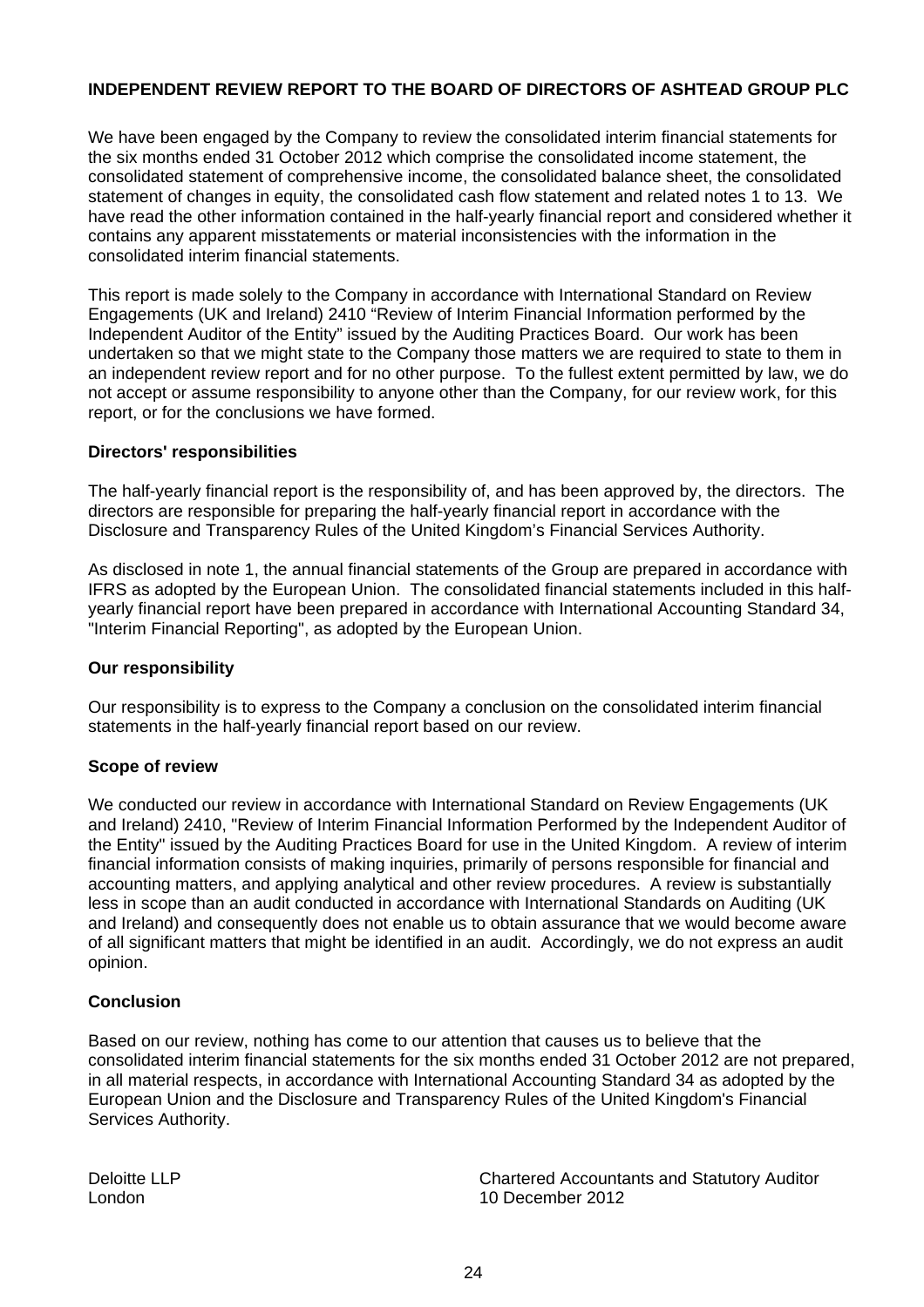## INDEPENDENT REVIEW REPORT TO THE BOARD OF DIRECTORS OF ASHTEAD GROUP PLC

We have been engaged by the Company to review the consolidated interim financial statements for the six months ended 31 October 2012 which comprise the consolidated income statement, the consolidated statement of comprehensive income, the consolidated balance sheet, the consolidated statement of changes in equity, the consolidated cash flow statement and related notes 1 to 13. We have read the other information contained in the half-yearly financial report and considered whether it contains any apparent misstatements or material inconsistencies with the information in the consolidated interim financial statements.

This report is made solely to the Company in accordance with International Standard on Review Engagements (UK and Ireland) 2410 "Review of Interim Financial Information performed by the Independent Auditor of the Entity" issued by the Auditing Practices Board. Our work has been undertaken so that we might state to the Company those matters we are required to state to them in an independent review report and for no other purpose. To the fullest extent permitted by law, we do not accept or assume responsibility to anyone other than the Company, for our review work, for this report, or for the conclusions we have formed.

### Directors' responsibilities

The half-yearly financial report is the responsibility of, and has been approved by, the directors. The directors are responsible for preparing the half-yearly financial report in accordance with the Disclosure and Transparency Rules of the United Kingdom's Financial Services Authority.

As disclosed in note 1, the annual financial statements of the Group are prepared in accordance with IFRS as adopted by the European Union. The consolidated financial statements included in this half-yearly financial report have been prepared in accordance with International Accounting Standard 34, "Interim Financial Reporting", as adopted by the European Union.

### Our responsibility

Our responsibility is to express to the Company a conclusion on the consolidated interim financial statements in the half-yearly financial report based on our review.

### Scope of review

We conducted our review in accordance with International Standard on Review Engagements (UK and Ireland) 2410, "Review of Interim Financial Information Performed by the Independent Auditor of the Entity" issued by the Auditing Practices Board for use in the United Kingdom. A review of interim financial information consists of making inquiries, primarily of persons responsible for financial and accounting matters, and applying analytical and other review procedures. A review is substantially less in scope than an audit conducted in accordance with International Standards on Auditing (UK and Ireland) and consequently does not enable us to obtain assurance that we would become aware of all significant matters that might be identified in an audit. Accordingly, we do not express an audit opinion.

### Conclusion

Based on our review, nothing has come to our attention that causes us to believe that the consolidated interim financial statements for the six months ended 31 October 2012 are not prepared, in all material respects, in accordance with International Accounting Standard 34 as adopted by the European Union and the Disclosure and Transparency Rules of the United Kingdom's Financial Services Authority.

Deloitte LLP
London

Chartered Accountants and Statutory Auditor
10 December 2012